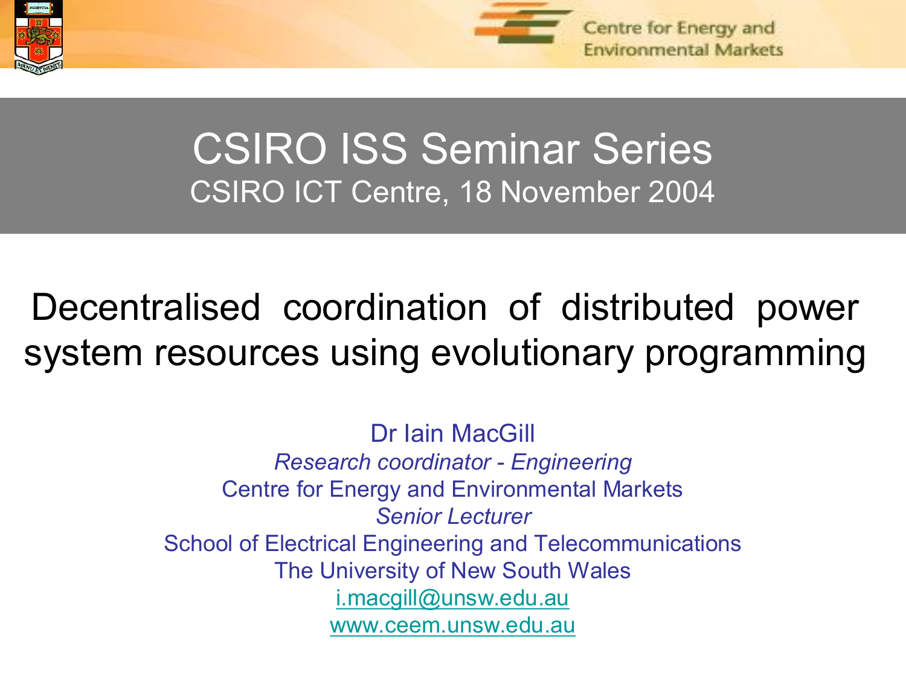Centre for Energy and Environmental Markets

# CSIRO ISS Seminar Series

CSIRO ICT Centre, 18 November 2004

## Decentralised coordination of distributed power system resources using evolutionary programming

Dr Iain MacGill

*Research coordinator - Engineering*

Centre for Energy and Environmental Markets

*Senior Lecturer*

School of Electrical Engineering and Telecommunications

The University of New South Wales

i.macgill@unsw.edu.au

www.ceem.unsw.edu.au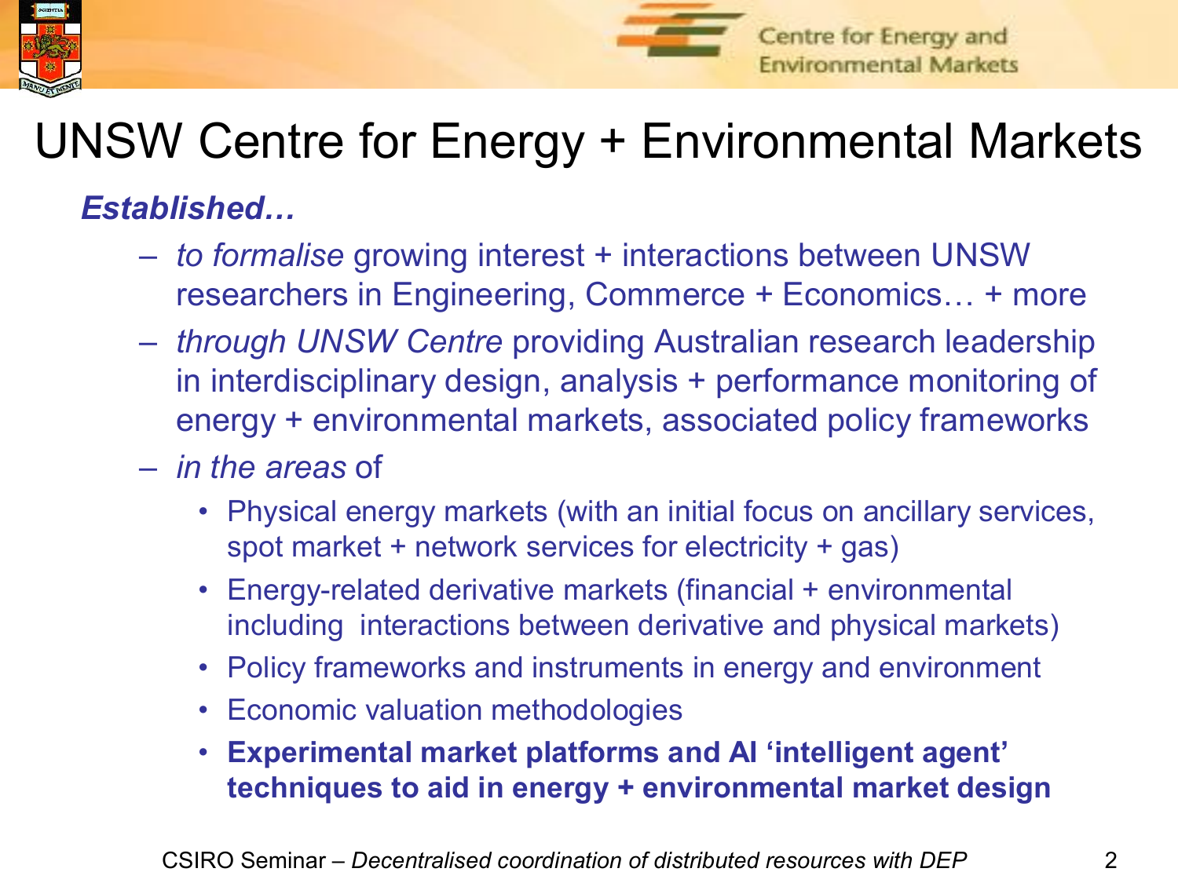# UNSW Centre for Energy + Environmental Markets

***Established…***

- *to formalise* growing interest + interactions between UNSW researchers in Engineering, Commerce + Economics… + more
- *through UNSW Centre* providing Australian research leadership in interdisciplinary design, analysis + performance monitoring of energy + environmental markets, associated policy frameworks
- *in the areas* of
  - Physical energy markets (with an initial focus on ancillary services, spot market + network services for electricity + gas)
  - Energy-related derivative markets (financial + environmental including interactions between derivative and physical markets)
  - Policy frameworks and instruments in energy and environment
  - Economic valuation methodologies
  - **Experimental market platforms and AI 'intelligent agent' techniques to aid in energy + environmental market design**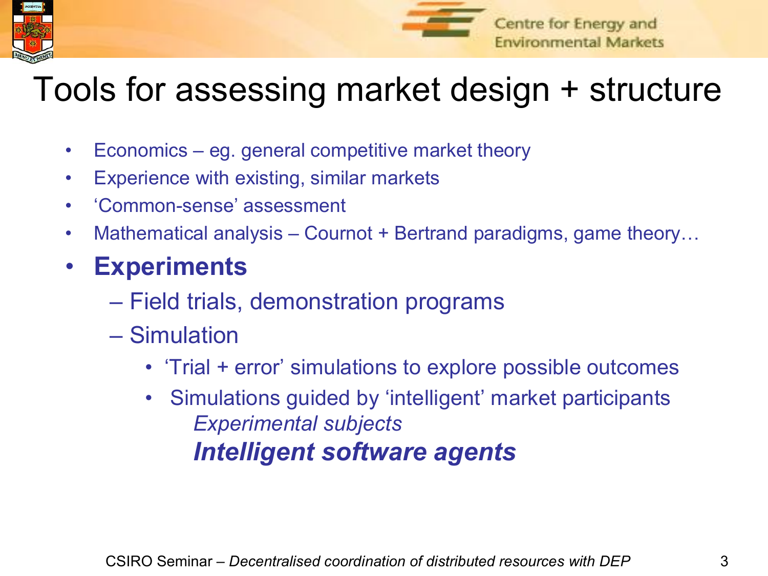# Tools for assessing market design + structure

- Economics – eg. general competitive market theory
- Experience with existing, similar markets
- 'Common-sense' assessment
- Mathematical analysis – Cournot + Bertrand paradigms, game theory…
- **Experiments**
  - Field trials, demonstration programs
  - Simulation
    - 'Trial + error' simulations to explore possible outcomes
    - Simulations guided by 'intelligent' market participants

      *Experimental subjects*

      ***Intelligent software agents***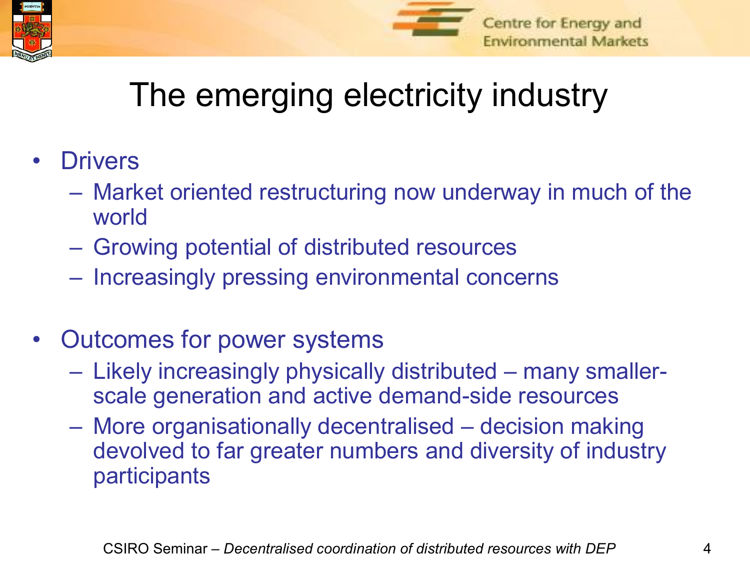# The emerging electricity industry

- Drivers
  - Market oriented restructuring now underway in much of the world
  - Growing potential of distributed resources
  - Increasingly pressing environmental concerns

- Outcomes for power systems
  - Likely increasingly physically distributed – many smaller-scale generation and active demand-side resources
  - More organisationally decentralised – decision making devolved to far greater numbers and diversity of industry participants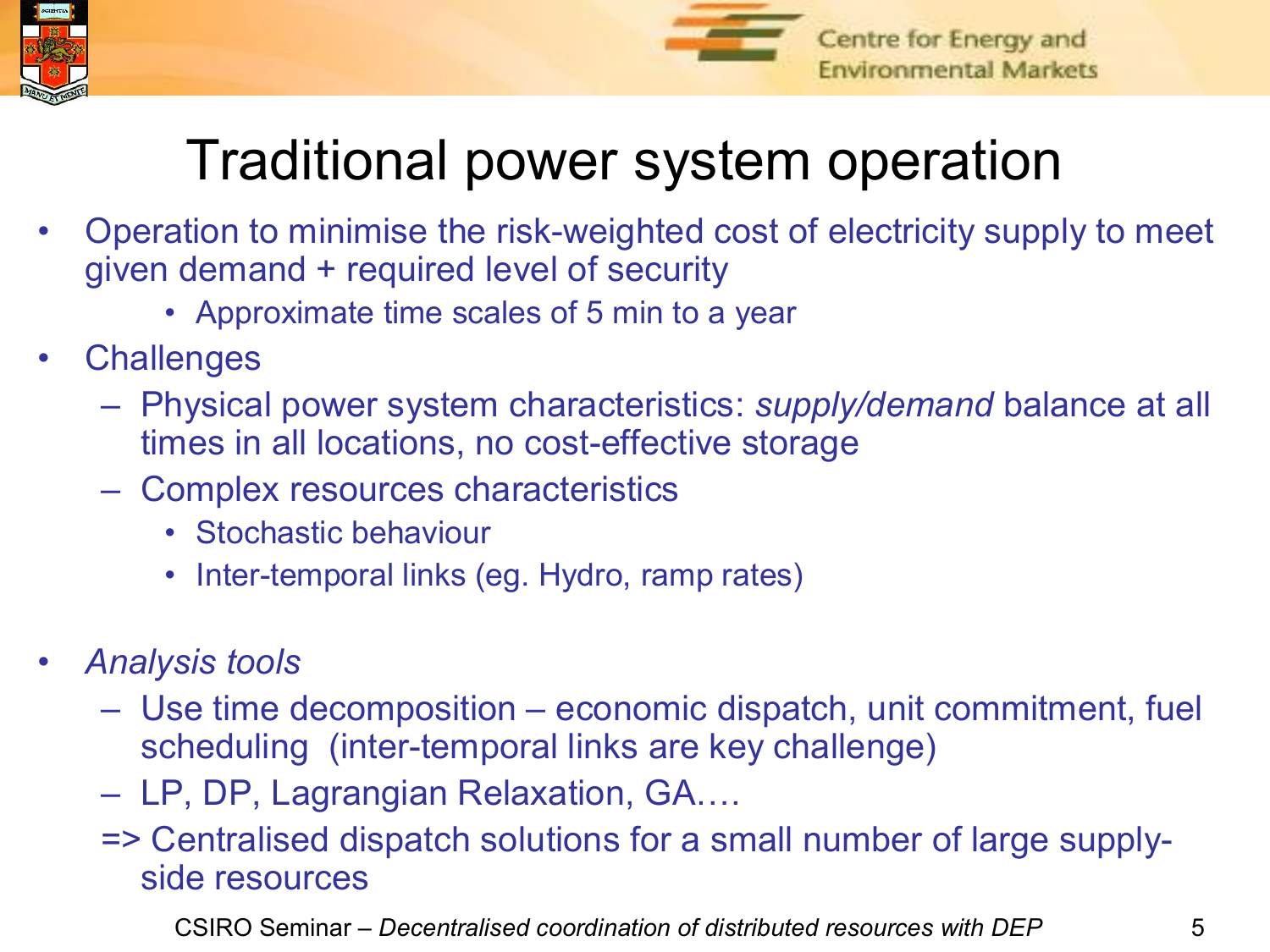# Traditional power system operation

- Operation to minimise the risk-weighted cost of electricity supply to meet given demand + required level of security
  - Approximate time scales of 5 min to a year
- Challenges
  - Physical power system characteristics: *supply/demand* balance at all times in all locations, no cost-effective storage
  - Complex resources characteristics
    - Stochastic behaviour
    - Inter-temporal links (eg. Hydro, ramp rates)
- *Analysis tools*
  - Use time decomposition – economic dispatch, unit commitment, fuel scheduling (inter-temporal links are key challenge)
  - LP, DP, Lagrangian Relaxation, GA….

  => Centralised dispatch solutions for a small number of large supply-side resources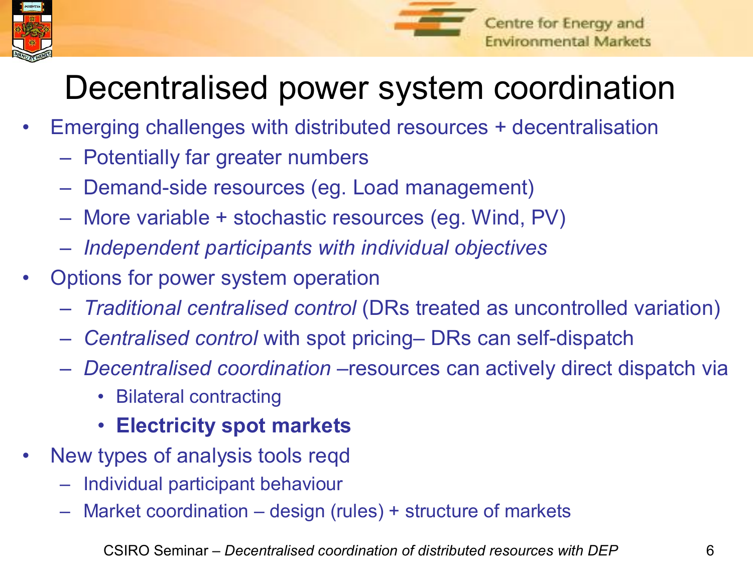# Decentralised power system coordination

- Emerging challenges with distributed resources + decentralisation
  - Potentially far greater numbers
  - Demand-side resources (eg. Load management)
  - More variable + stochastic resources (eg. Wind, PV)
  - *Independent participants with individual objectives*
- Options for power system operation
  - *Traditional centralised control* (DRs treated as uncontrolled variation)
  - *Centralised control* with spot pricing– DRs can self-dispatch
  - *Decentralised coordination* –resources can actively direct dispatch via
    - Bilateral contracting
    - **Electricity spot markets**
- New types of analysis tools reqd
  - Individual participant behaviour
  - Market coordination – design (rules) + structure of markets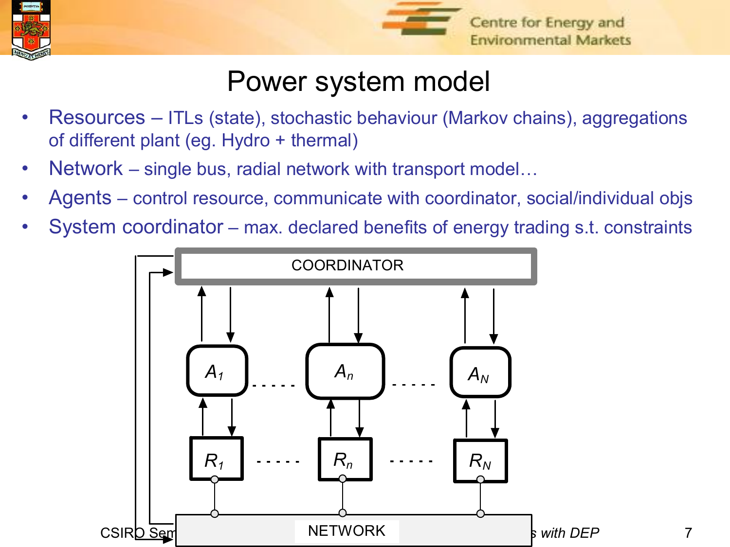# Power system model

- Resources – ITLs (state), stochastic behaviour (Markov chains), aggregations of different plant (eg. Hydro + thermal)
- Network – single bus, radial network with transport model…
- Agents – control resource, communicate with coordinator, social/individual objs
- System coordinator – max. declared benefits of energy trading s.t. constraints

COORDINATOR

$A_1$ ..... $A_n$ ..... $A_N$

$R_1$ ..... $R_n$ ..... $R_N$

NETWORK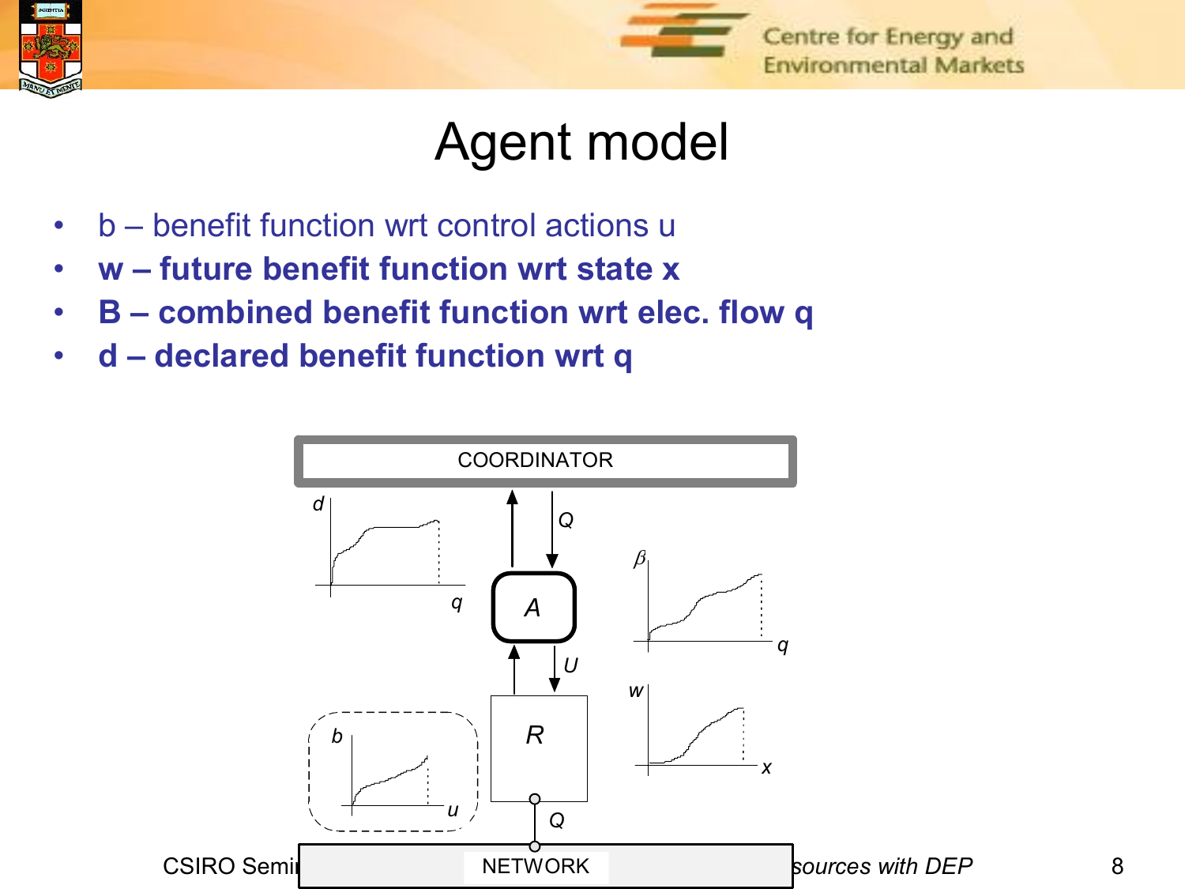# Agent model

- b – benefit function wrt control actions u
- **w – future benefit function wrt state x**
- **B – combined benefit function wrt elec. flow q**
- **d – declared benefit function wrt q**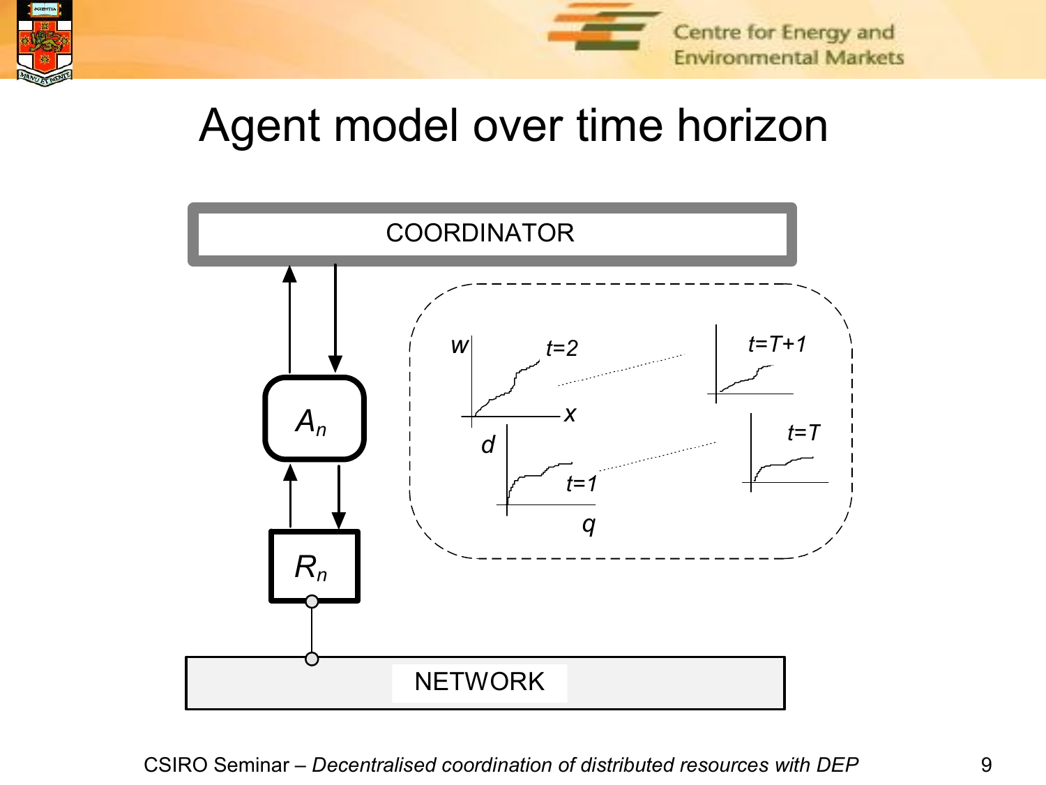# Agent model over time horizon

COORDINATOR

$A_n$

$R_n$

NETWORK

$w$ $t=2$ $x$

$t=T+1$

$d$ $t=1$ $q$

$t=T$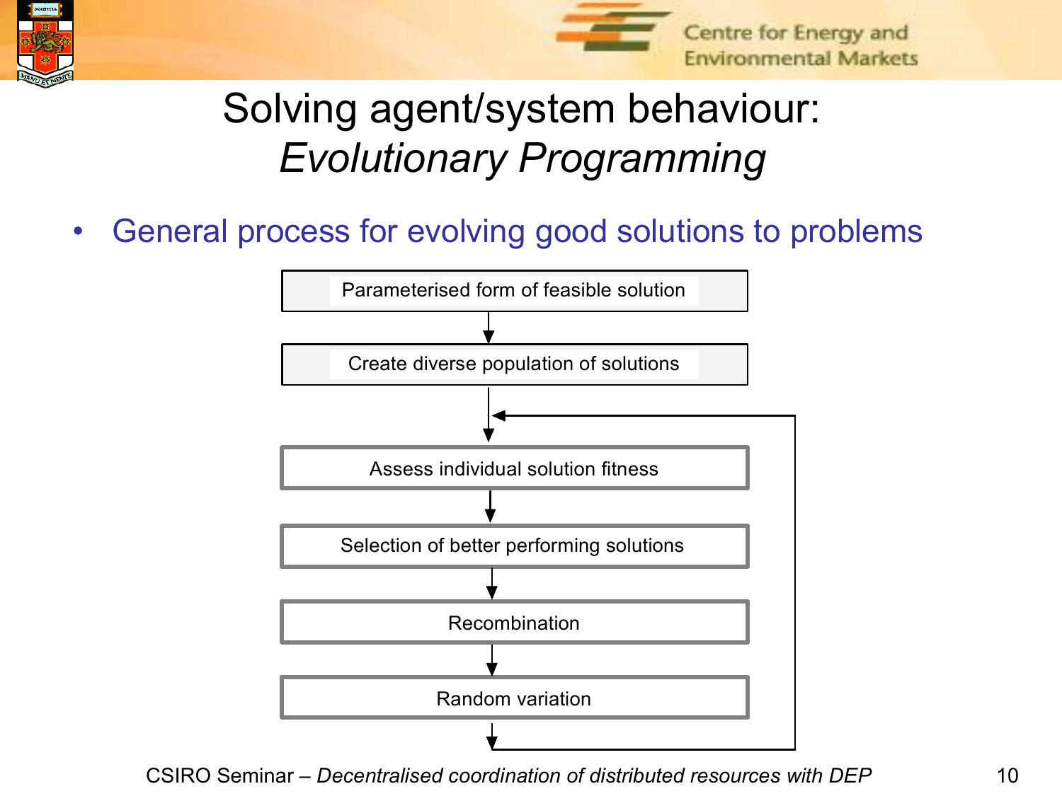# Solving agent/system behaviour: *Evolutionary Programming*

- General process for evolving good solutions to problems

Parameterised form of feasible solution

↓

Create diverse population of solutions

↓

Assess individual solution fitness

↓

Selection of better performing solutions

↓

Recombination

↓

Random variation

↓ (loop back to "Assess individual solution fitness")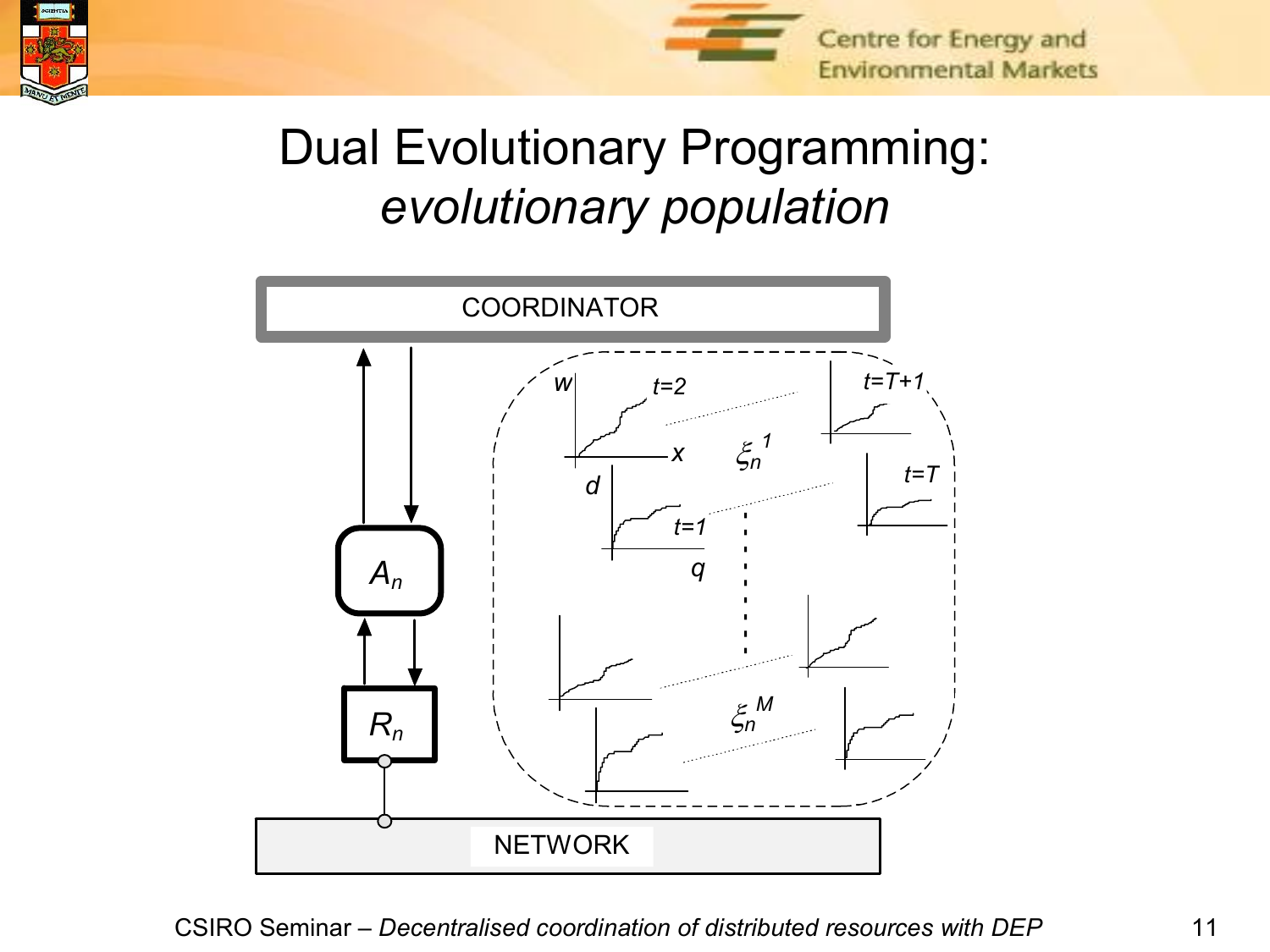# Dual Evolutionary Programming: *evolutionary population*

COORDINATOR

$A_n$

$R_n$

NETWORK

$w$ $t=2$ $x$ $\xi_n^{\,1}$ $t=T+1$

$d$ $t=1$ $q$ $t=T$

$\xi_n^{\,M}$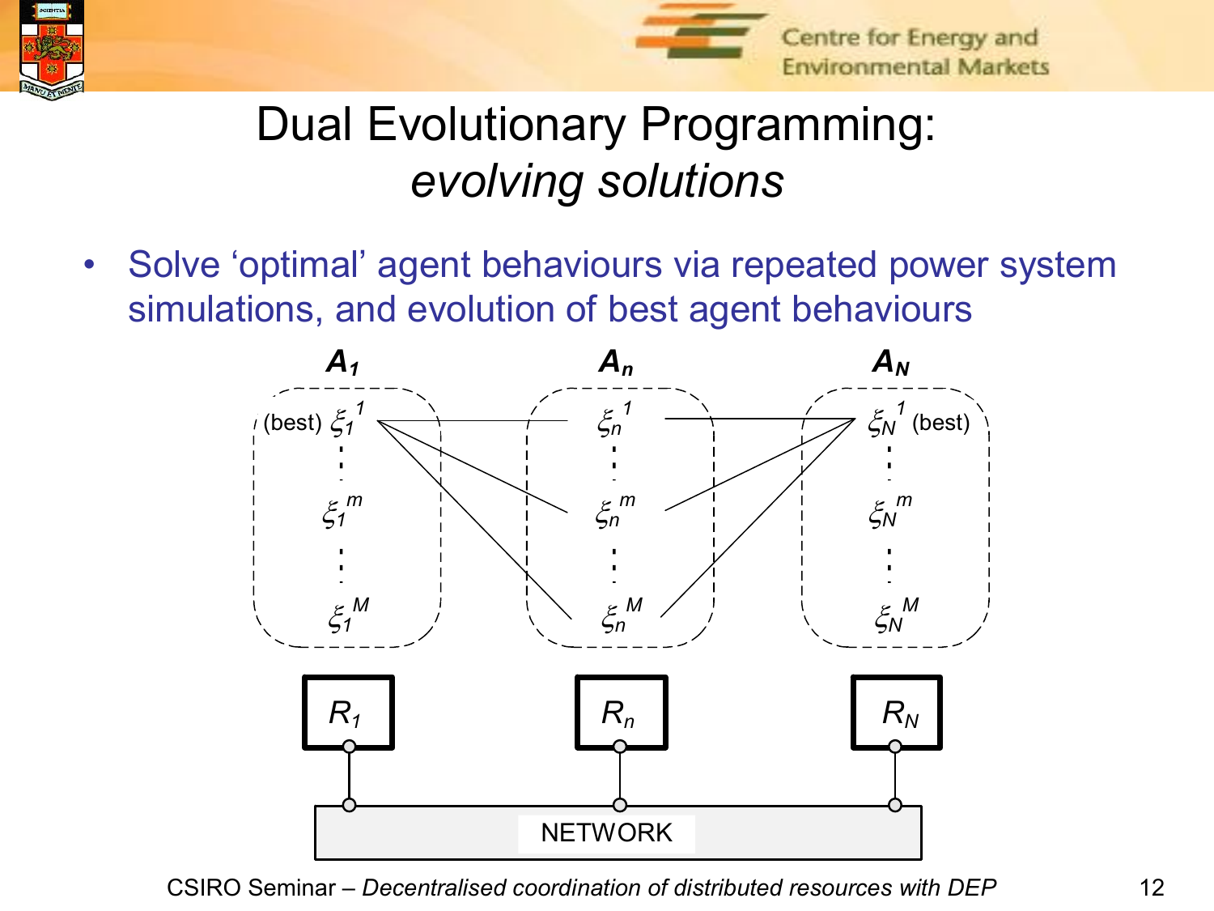# Dual Evolutionary Programming: *evolving solutions*

- Solve 'optimal' agent behaviours via repeated power system simulations, and evolution of best agent behaviours

$A_1$ $A_n$ $A_N$

(best) $\xi_1^{\,1}$ $\xi_n^{\,1}$ $\xi_N^{\,1}$ (best)

$\xi_1^{\,m}$ $\xi_n^{\,m}$ $\xi_N^{\,m}$

$\xi_1^{\,M}$ $\xi_n^{\,M}$ $\xi_N^{\,M}$

$R_1$ $R_n$ $R_N$

NETWORK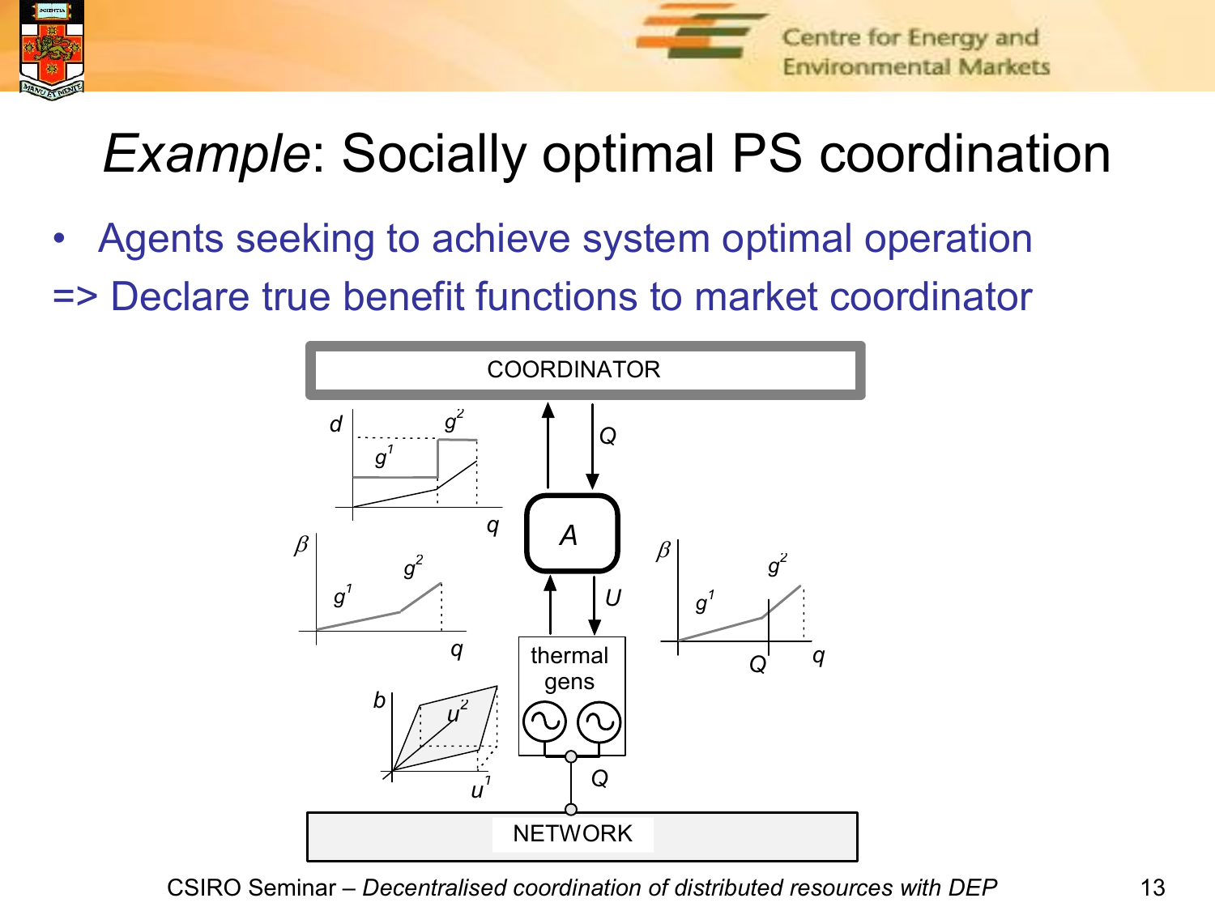# *Example*: Socially optimal PS coordination

- Agents seeking to achieve system optimal operation

=> Declare true benefit functions to market coordinator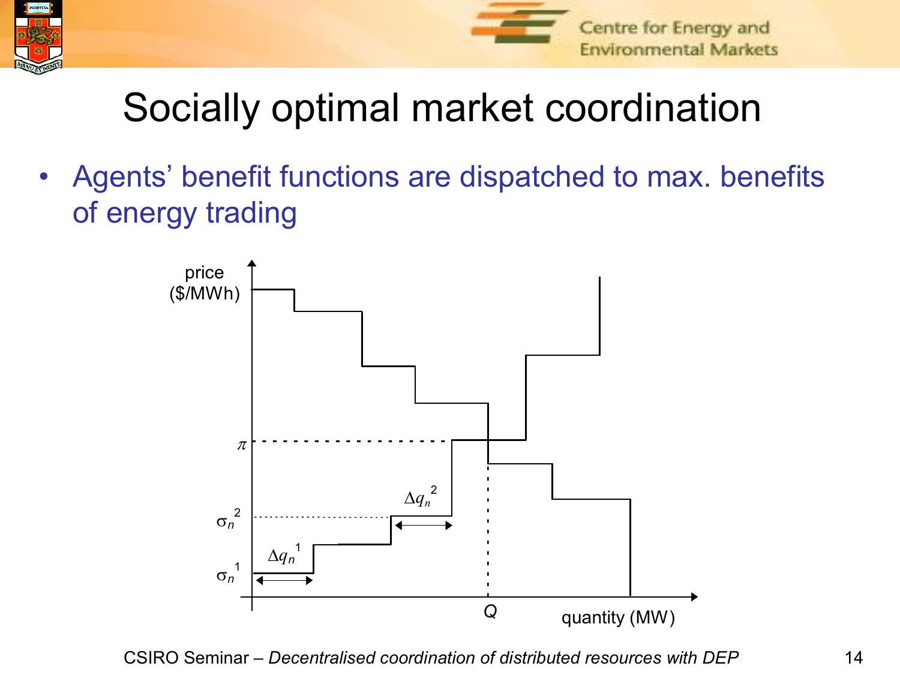# Socially optimal market coordination

- Agents' benefit functions are dispatched to max. benefits of energy trading

price ($/MWh)

$\pi$

$\sigma_n^{\;2}$

$\sigma_n^{\;1}$

$\Delta q_n^{\;2}$

$\Delta q_n^{\;1}$

$Q$

quantity (MW)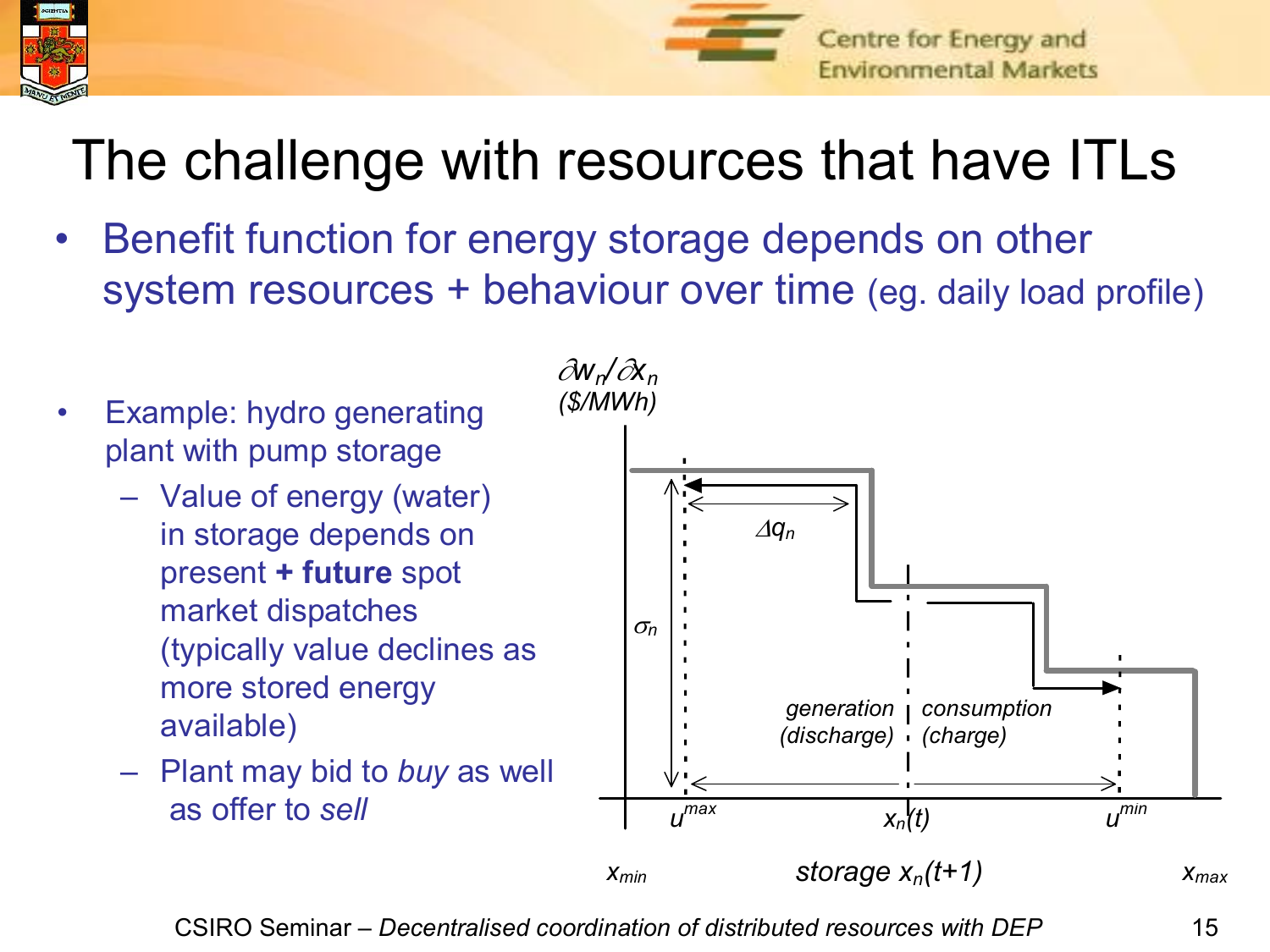# The challenge with resources that have ITLs

- Benefit function for energy storage depends on other system resources + behaviour over time (eg. daily load profile)

- Example: hydro generating plant with pump storage
  - Value of energy (water) in storage depends on present **+ future** spot market dispatches (typically value declines as more stored energy available)
  - Plant may bid to *buy* as well as offer to *sell*

$\partial w_n / \partial x_n$ *($/MWh)*

$\Delta q_n$

$\sigma_n$

*generation (discharge)* | *consumption (charge)*

$u^{max}$ $x_n(t)$ $u^{min}$

$x_{min}$ *storage* $x_n(t+1)$ $x_{max}$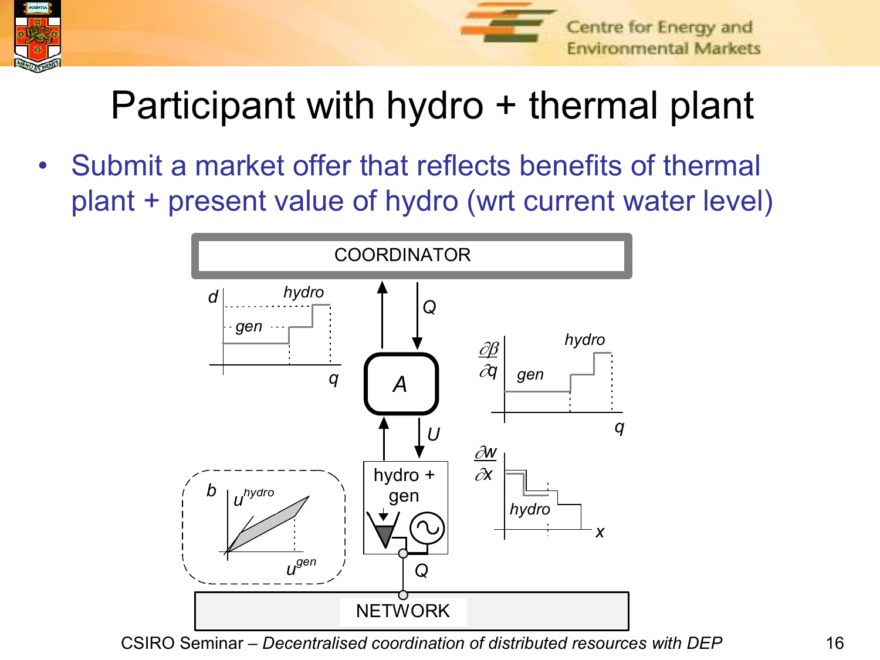# Participant with hydro + thermal plant

- Submit a market offer that reflects benefits of thermal plant + present value of hydro (wrt current water level)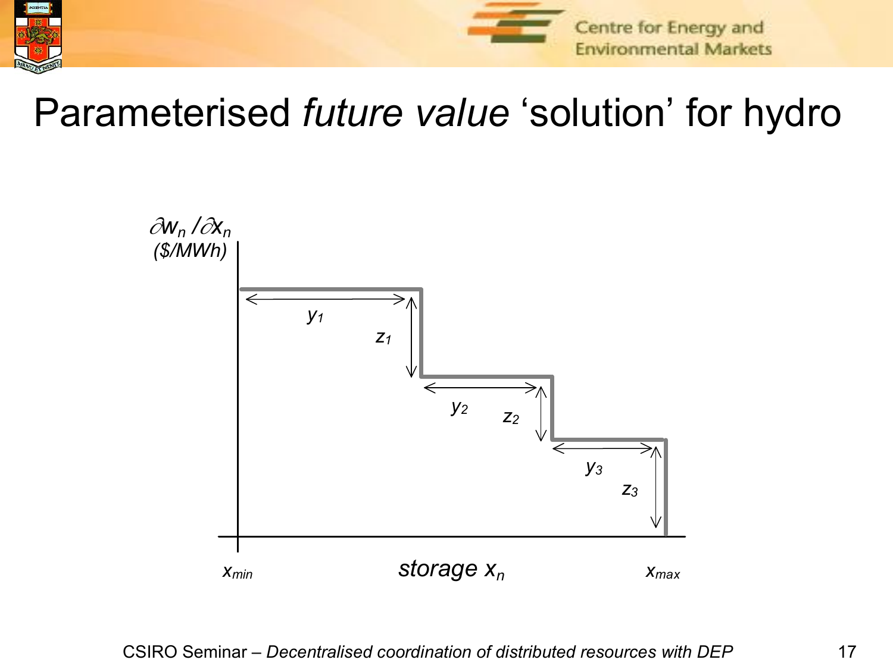# Parameterised *future value* 'solution' for hydro

$\partial w_n / \partial x_n$ (\$/MWh)

$y_1$

$z_1$

$y_2$

$z_2$

$y_3$

$z_3$

$x_{min}$ storage $x_n$ $x_{max}$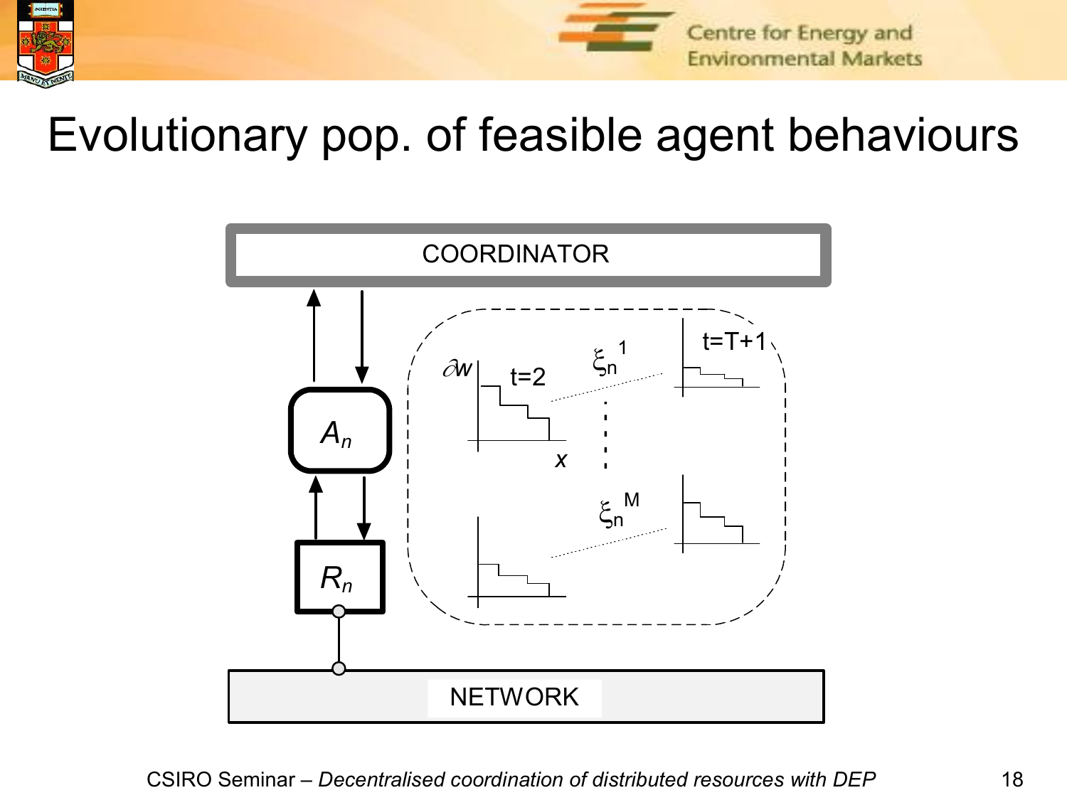# Evolutionary pop. of feasible agent behaviours

COORDINATOR

$A_n$

$R_n$

NETWORK

$\partial w$ t=2 $x$

$\xi_n^1$

$\xi_n^M$

t=T+1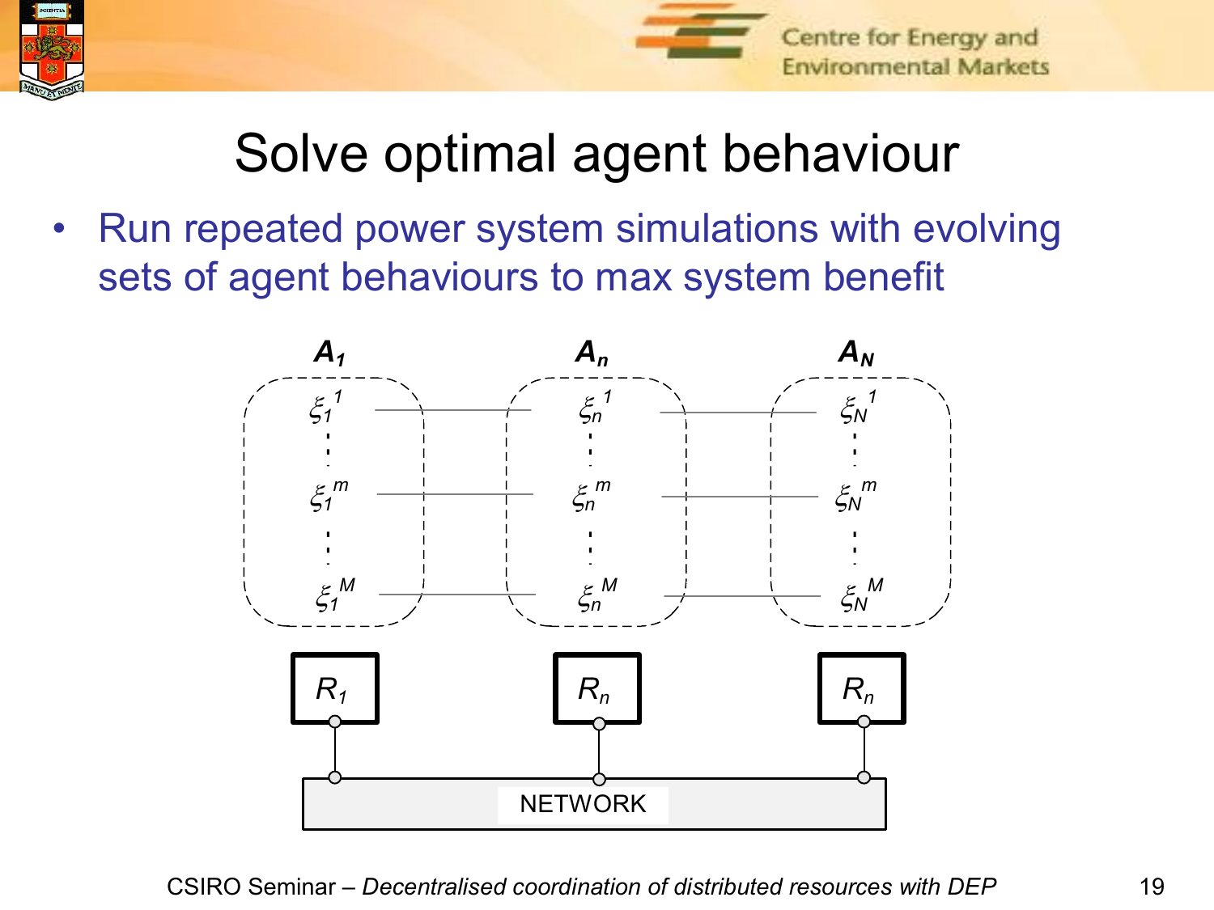# Solve optimal agent behaviour

- Run repeated power system simulations with evolving sets of agent behaviours to max system benefit

$A_1$ $A_n$ $A_N$

$\xi_1^1$ $\xi_n^1$ $\xi_N^1$

$\xi_1^m$ $\xi_n^m$ $\xi_N^m$

$\xi_1^M$ $\xi_n^M$ $\xi_N^M$

$R_1$ $R_n$ $R_n$

NETWORK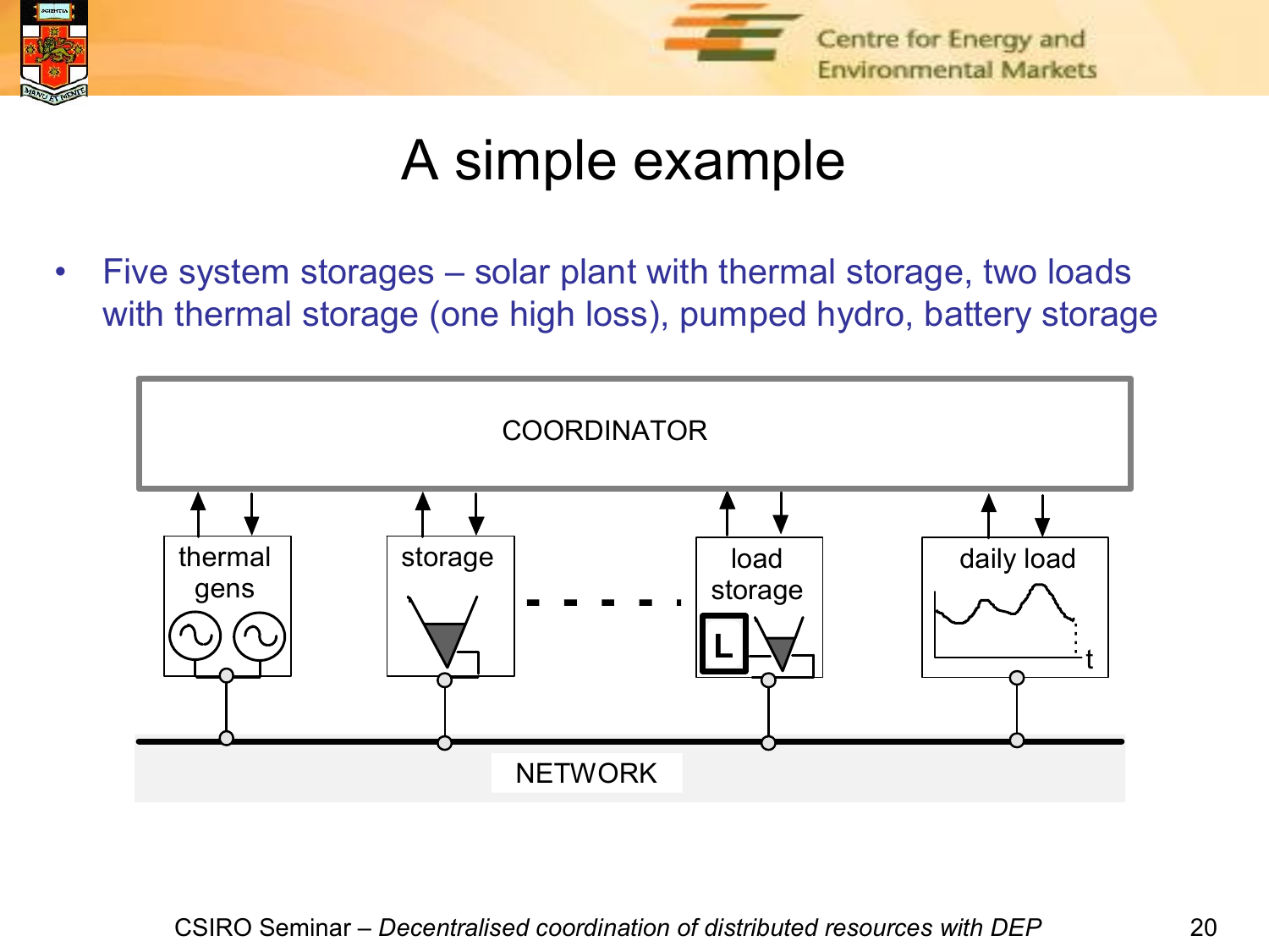# A simple example

- Five system storages – solar plant with thermal storage, two loads with thermal storage (one high loss), pumped hydro, battery storage

COORDINATOR

thermal gens

storage

load storage

daily load

NETWORK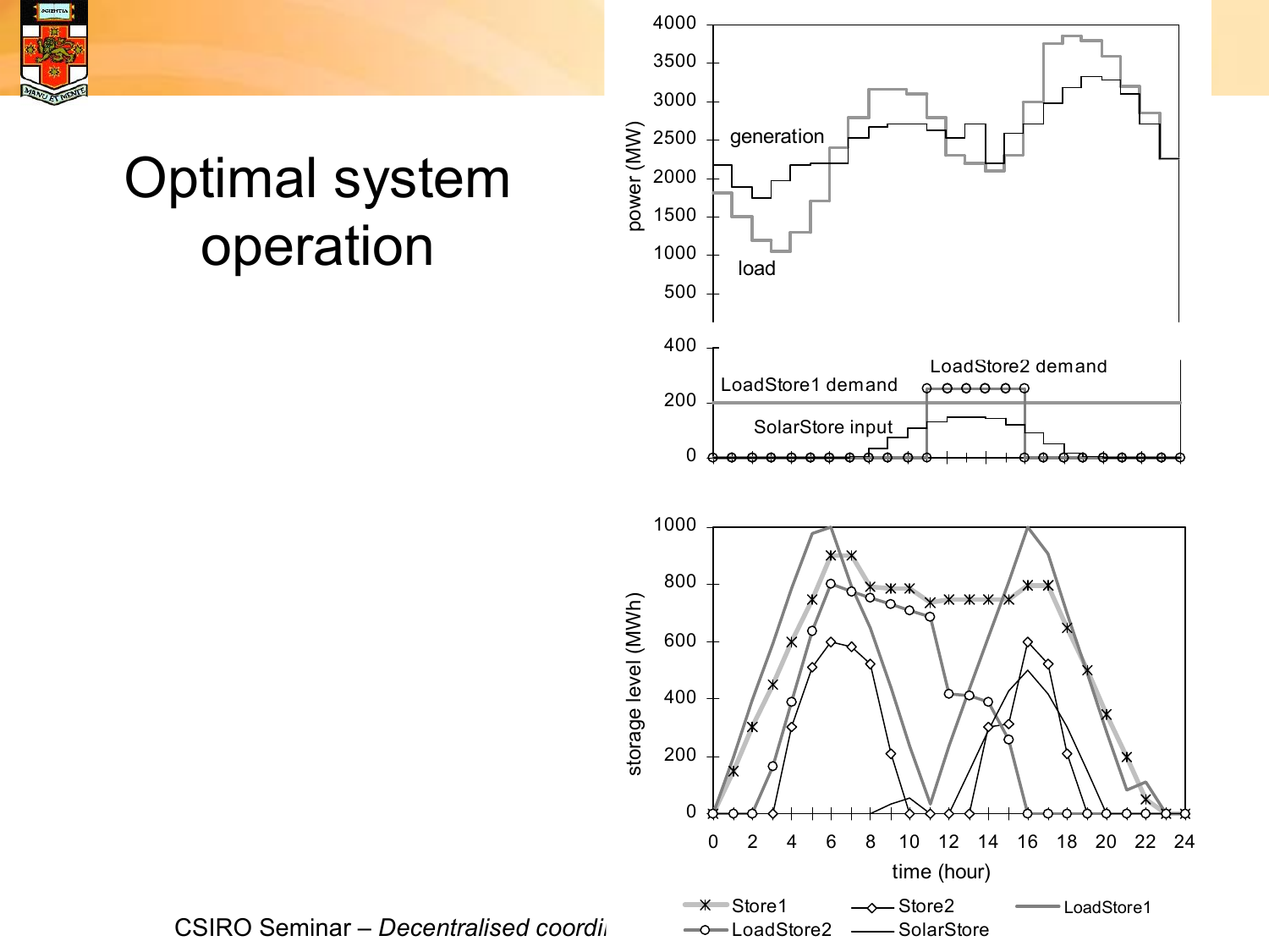# Optimal system operation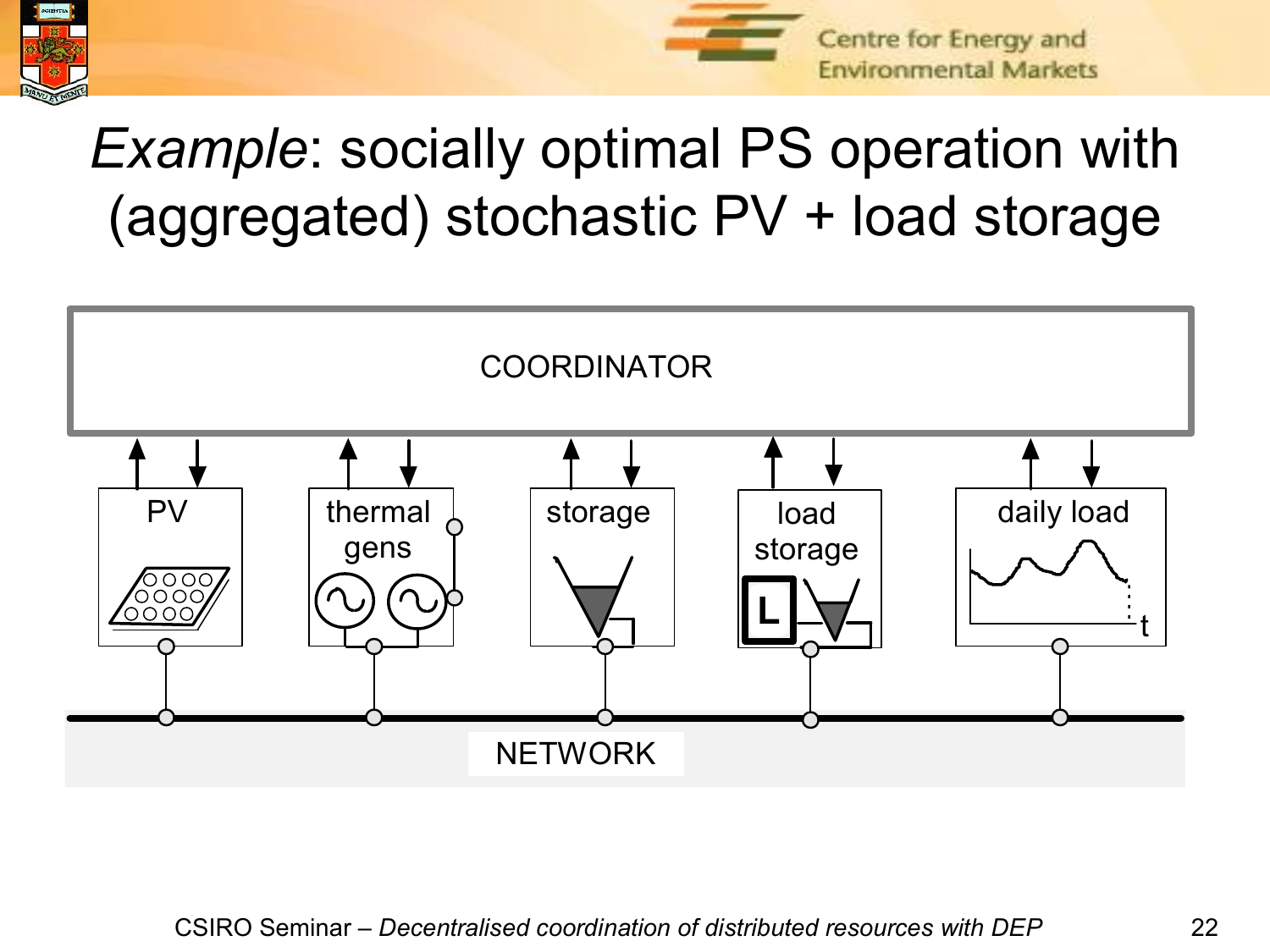# *Example*: socially optimal PS operation with (aggregated) stochastic PV + load storage

COORDINATOR

PV | thermal gens | storage | load storage | daily load

NETWORK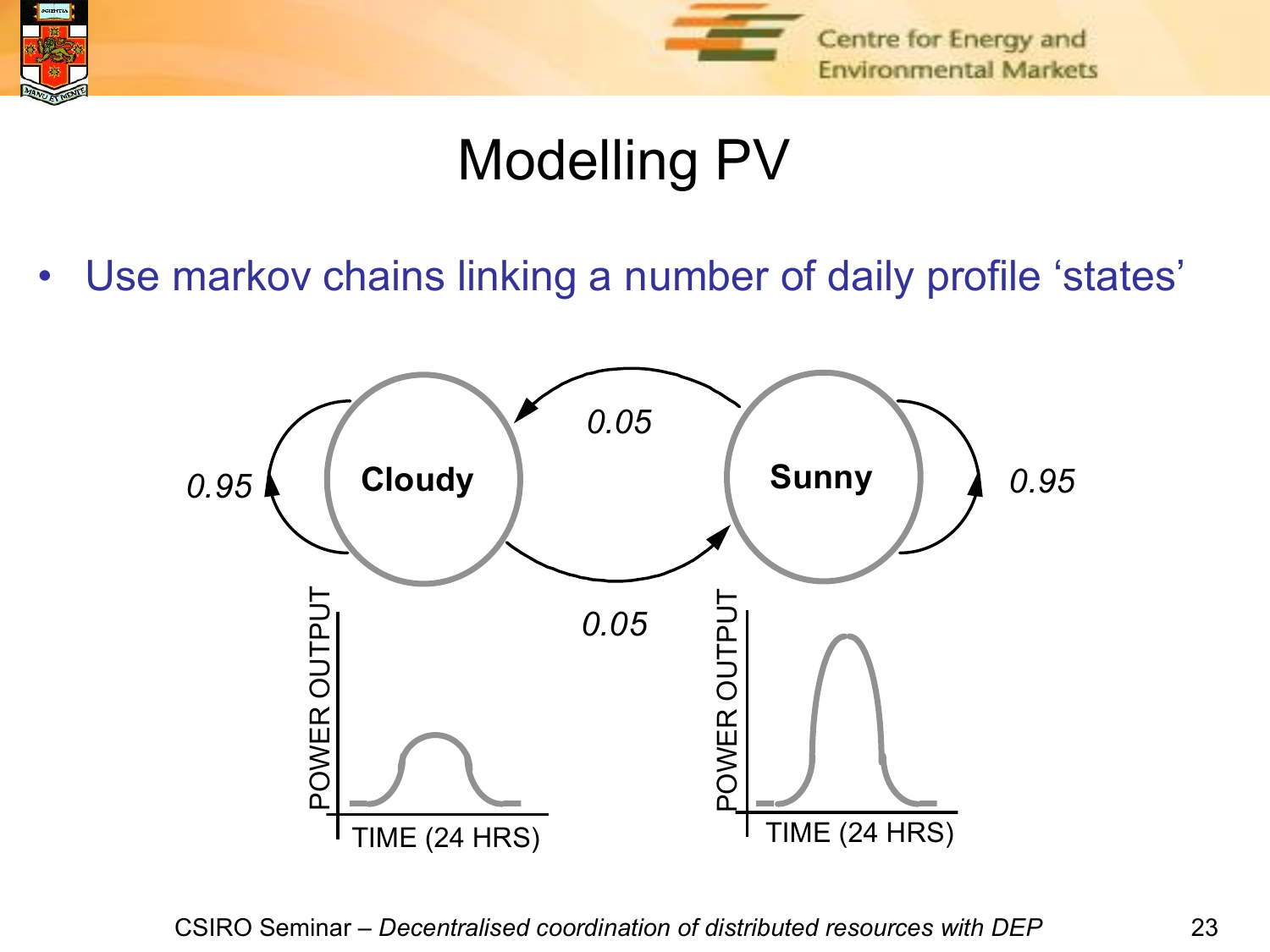# Modelling PV

- Use markov chains linking a number of daily profile 'states'

Cloudy — 0.95 (self-transition)

Sunny — 0.95 (self-transition)

Cloudy → Sunny: 0.05

Sunny → Cloudy: 0.05

POWER OUTPUT

TIME (24 HRS)

POWER OUTPUT

TIME (24 HRS)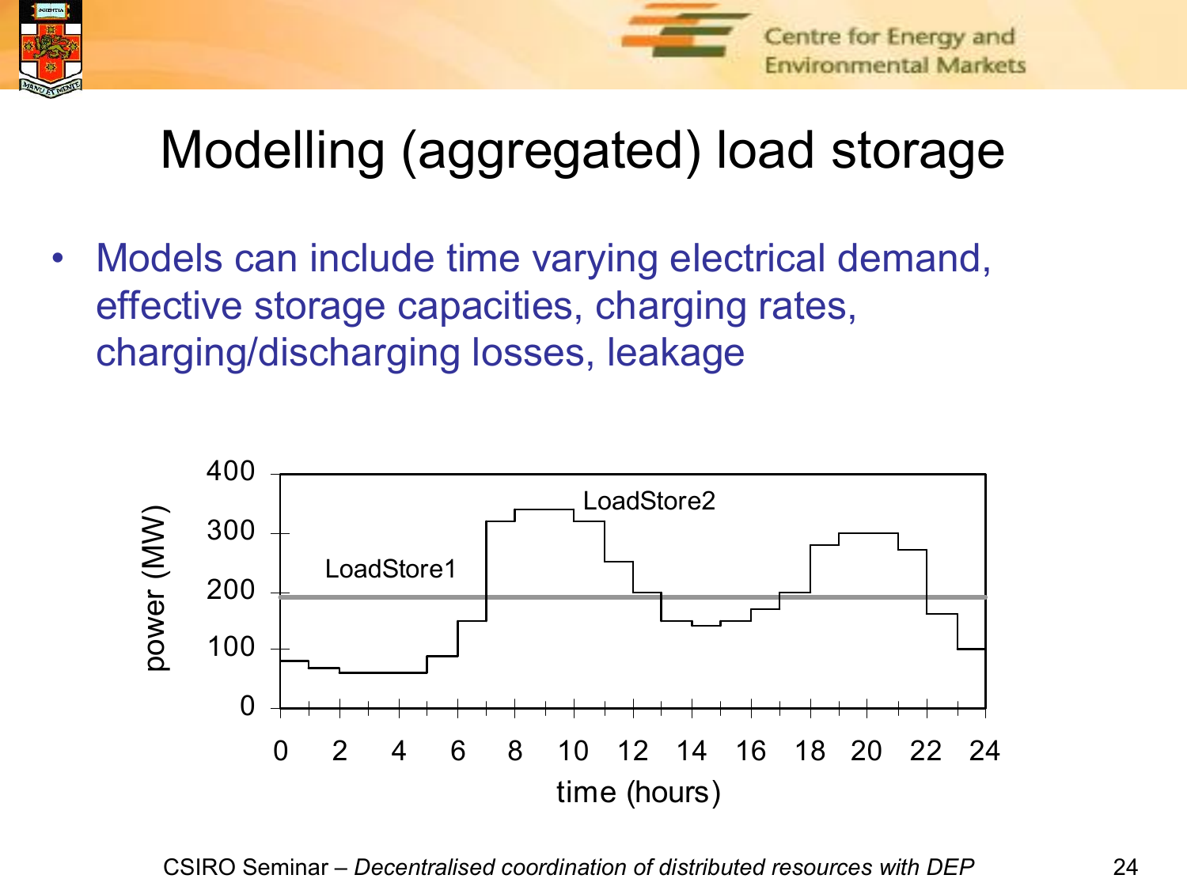# Modelling (aggregated) load storage

- Models can include time varying electrical demand, effective storage capacities, charging rates, charging/discharging losses, leakage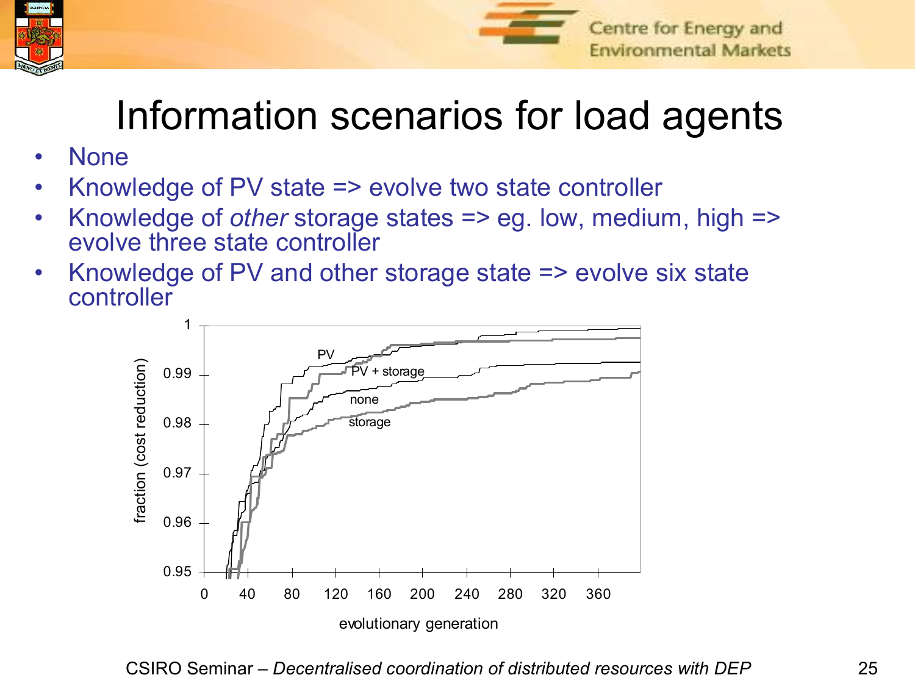# Information scenarios for load agents

- None
- Knowledge of PV state => evolve two state controller
- Knowledge of *other* storage states => eg. low, medium, high => evolve three state controller
- Knowledge of PV and other storage state => evolve six state controller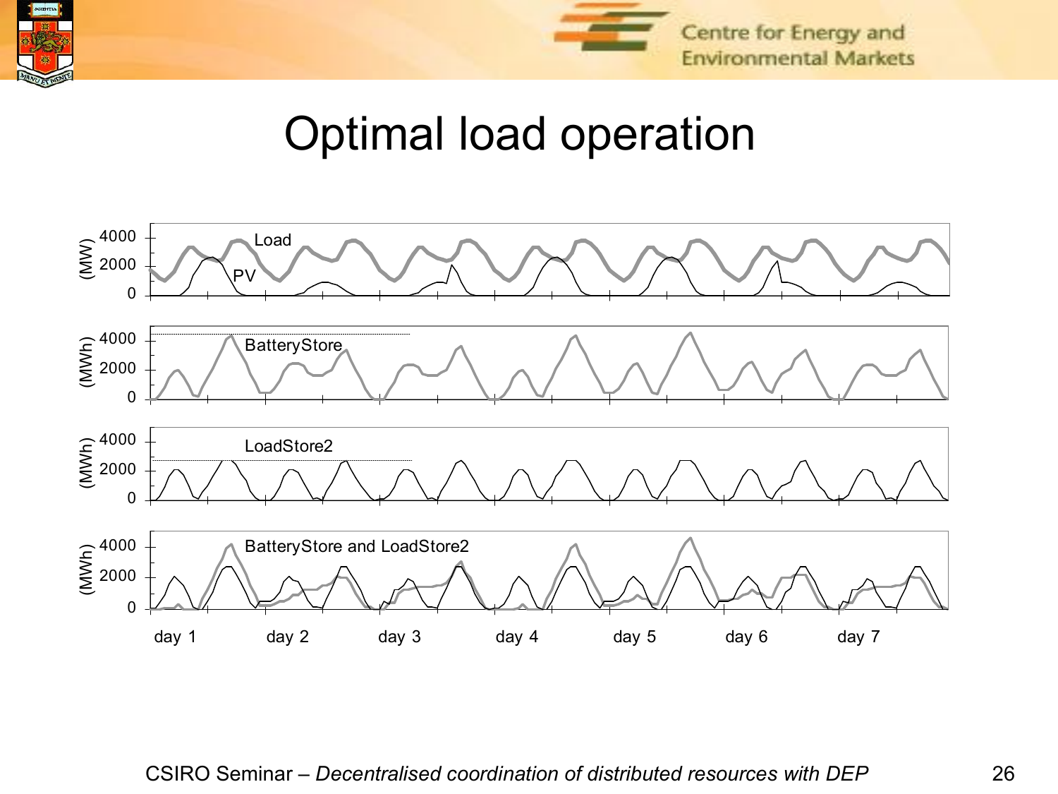# Optimal load operation

Load
PV

(MW) 4000 2000 0

BatteryStore

(MWh) 4000 2000 0

LoadStore2

(MWh) 4000 2000 0

BatteryStore and LoadStore2

(MWh) 4000 2000 0

day 1 day 2 day 3 day 4 day 5 day 6 day 7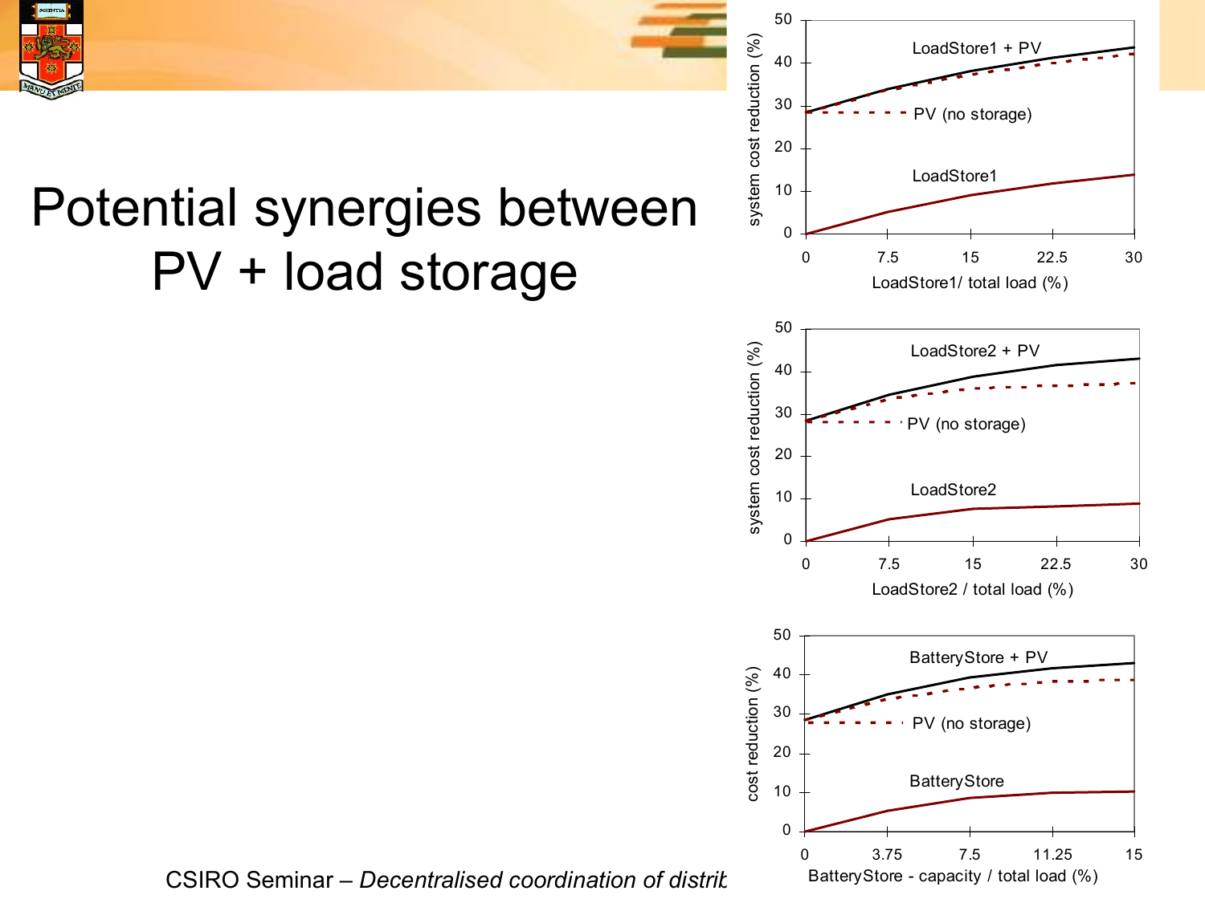# Potential synergies between PV + load storage

50
40
30
20
10
0

system cost reduction (%)

LoadStore1 + PV

PV (no storage)

LoadStore1

0 7.5 15 22.5 30

LoadStore1/ total load (%)

50
40
30
20
10
0

system cost reduction (%)

LoadStore2 + PV

PV (no storage)

LoadStore2

0 7.5 15 22.5 30

LoadStore2 / total load (%)

50
40
30
20
10
0

cost reduction (%)

BatteryStore + PV

PV (no storage)

BatteryStore

0 3.75 7.5 11.25 15

BatteryStore - capacity / total load (%)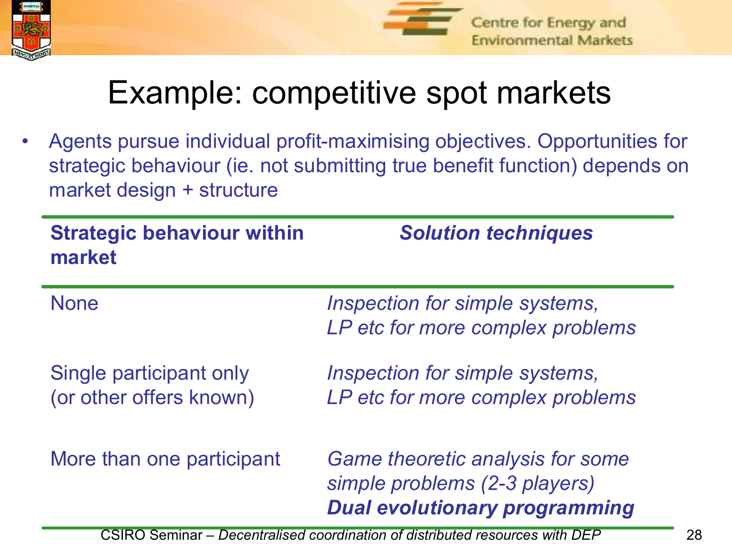# Example: competitive spot markets

- Agents pursue individual profit-maximising objectives. Opportunities for strategic behaviour (ie. not submitting true benefit function) depends on market design + structure

| **Strategic behaviour within market** | ***Solution techniques*** |
|---|---|
| None | *Inspection for simple systems, LP etc for more complex problems* |
| Single participant only (or other offers known) | *Inspection for simple systems, LP etc for more complex problems* |
| More than one participant | *Game theoretic analysis for some simple problems (2-3 players)* ***Dual evolutionary programming*** |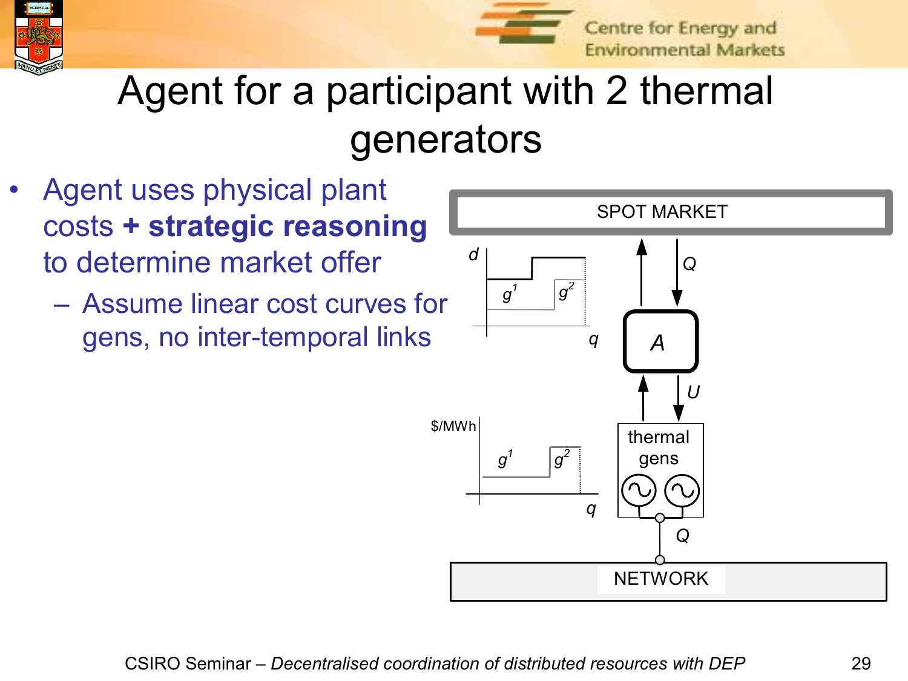# Agent for a participant with 2 thermal generators

- Agent uses physical plant costs **+ strategic reasoning** to determine market offer
  - Assume linear cost curves for gens, no inter-temporal links

SPOT MARKET

$d$

$g^1$ $g^2$

$q$

$Q$

$A$

$U$

\$/MWh

$g^1$ $g^2$

$q$

thermal gens

$Q$

NETWORK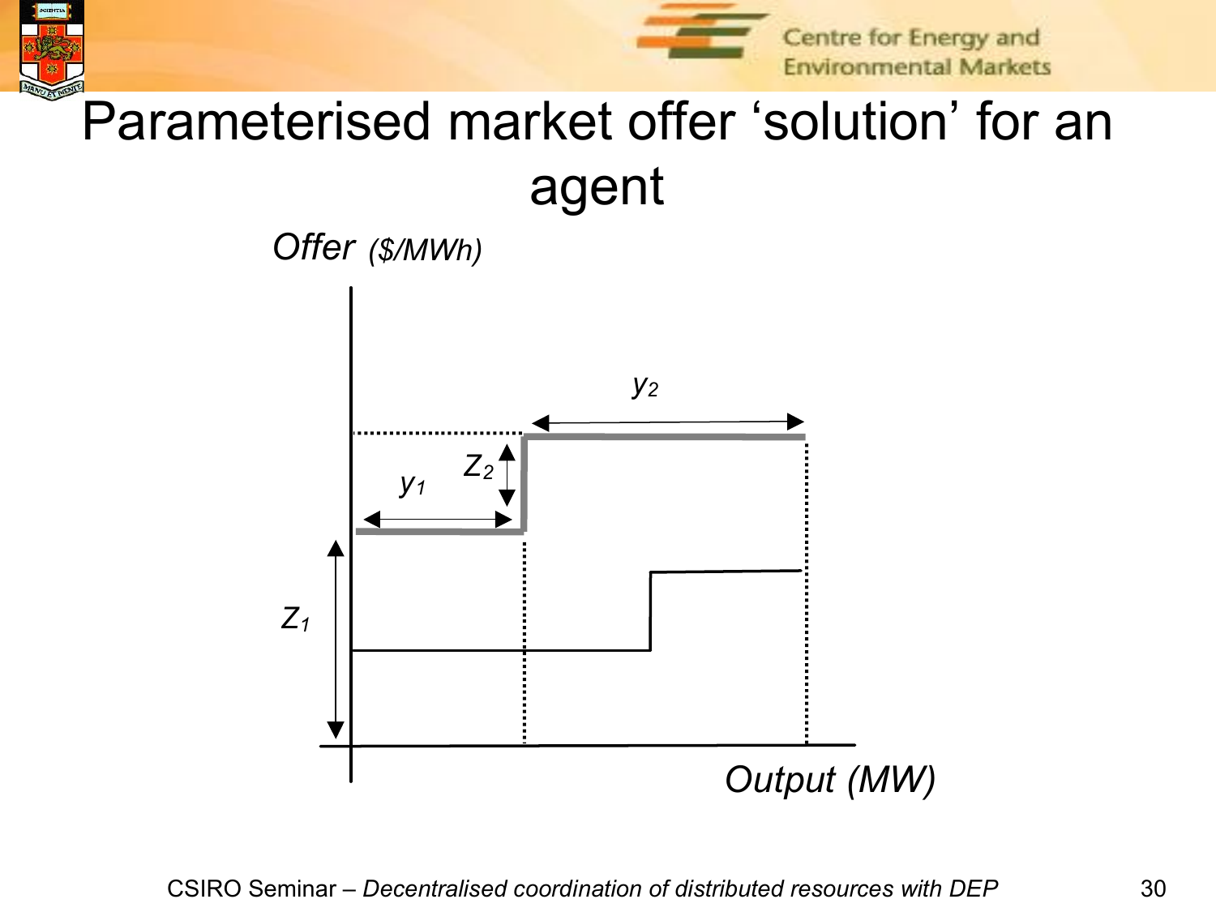# Parameterised market offer 'solution' for an agent

Offer ($/MWh)

$y_2$

$Z_2$

$y_1$

$Z_1$

Output (MW)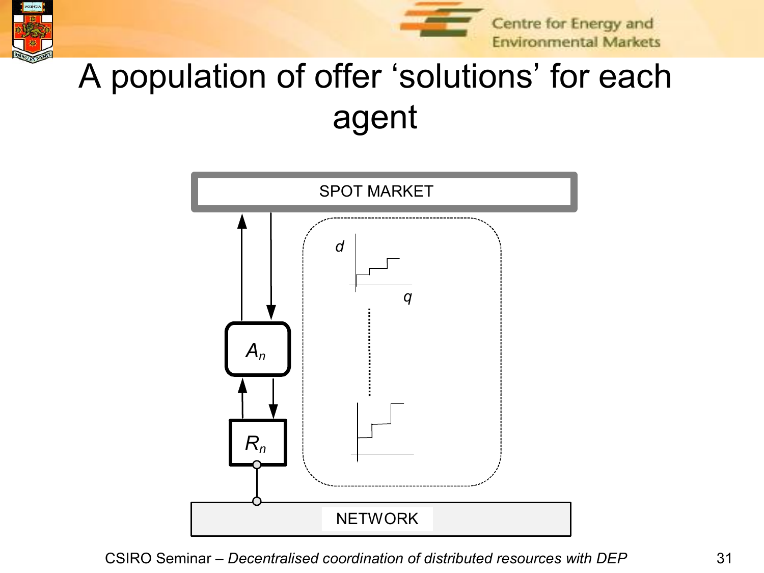# A population of offer 'solutions' for each agent

SPOT MARKET

$d$

$q$

$A_n$

$R_n$

NETWORK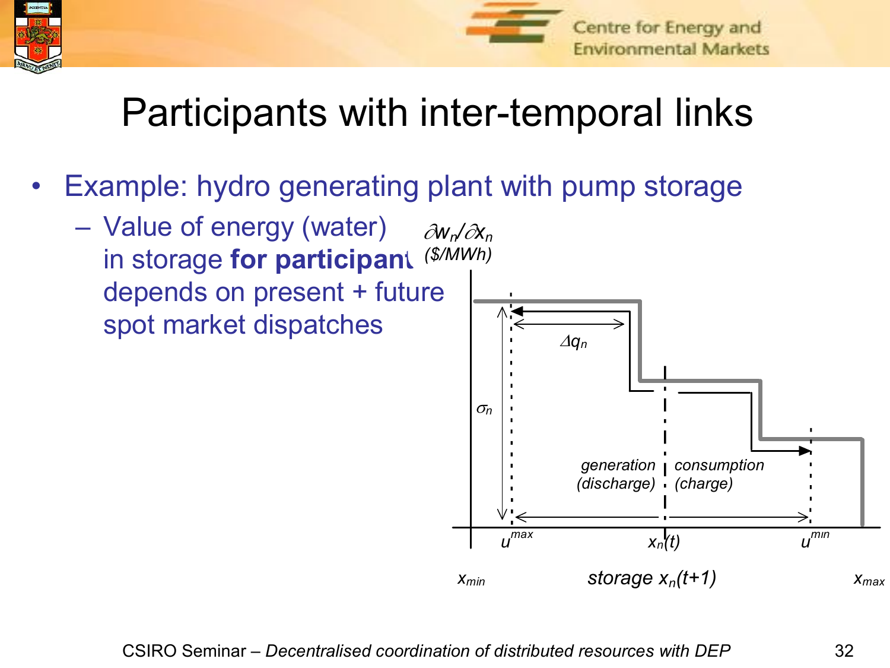# Participants with inter-temporal links

- Example: hydro generating plant with pump storage
  - Value of energy (water) in storage **for participant** depends on present + future spot market dispatches

$\partial w_n / \partial x_n$ (\$/MWh)

$\Delta q_n$

$\sigma_n$

generation (discharge)

consumption (charge)

$u^{max}$ $x_n(t)$ $u^{min}$

$x_{min}$ storage $x_n(t+1)$ $x_{max}$

CSIRO Seminar – *Decentralised coordination of distributed resources with DEP*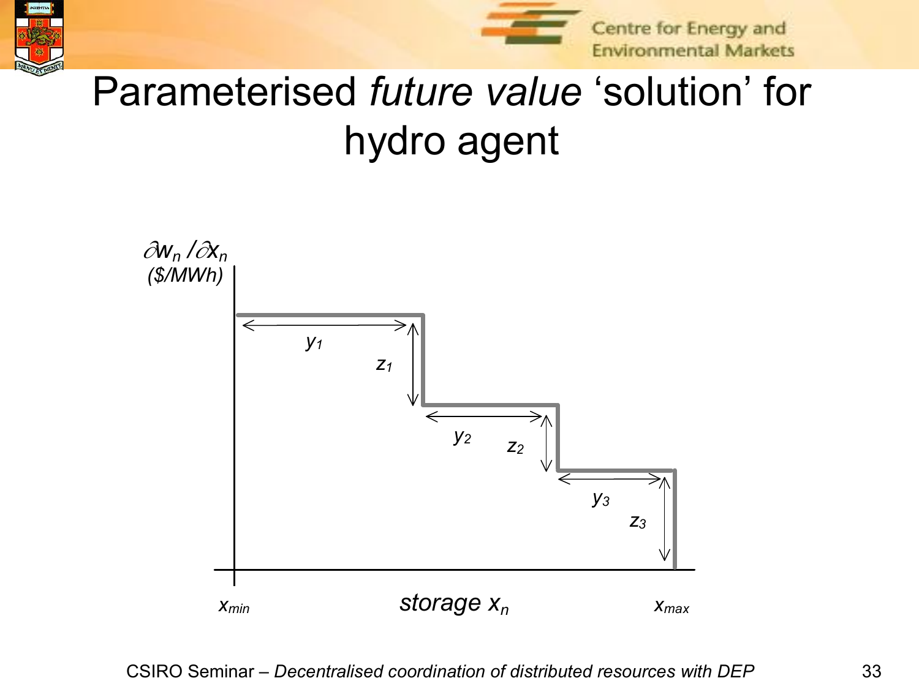# Parameterised *future value* 'solution' for hydro agent

$\partial w_n / \partial x_n$ *($/MWh)*

$y_1$ $z_1$ $y_2$ $z_2$ $y_3$ $z_3$

$x_{min}$ *storage* $x_n$ $x_{max}$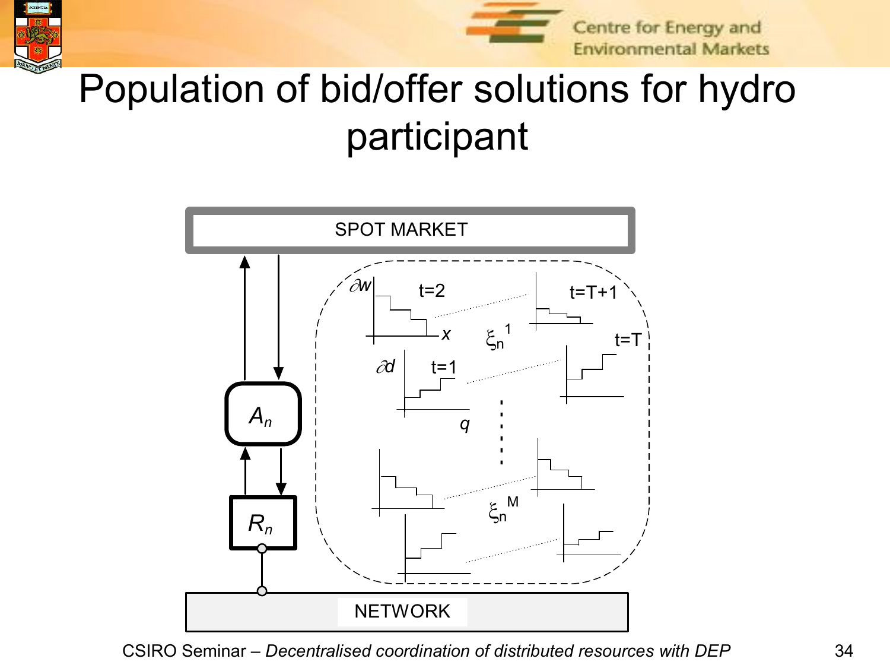# Population of bid/offer solutions for hydro participant

SPOT MARKET

$A_n$

$R_n$

NETWORK

$\partial w$ t=2 $x$ t=T+1

$\xi_n^1$

$\partial d$ t=1 $q$ t=T

$\xi_n^M$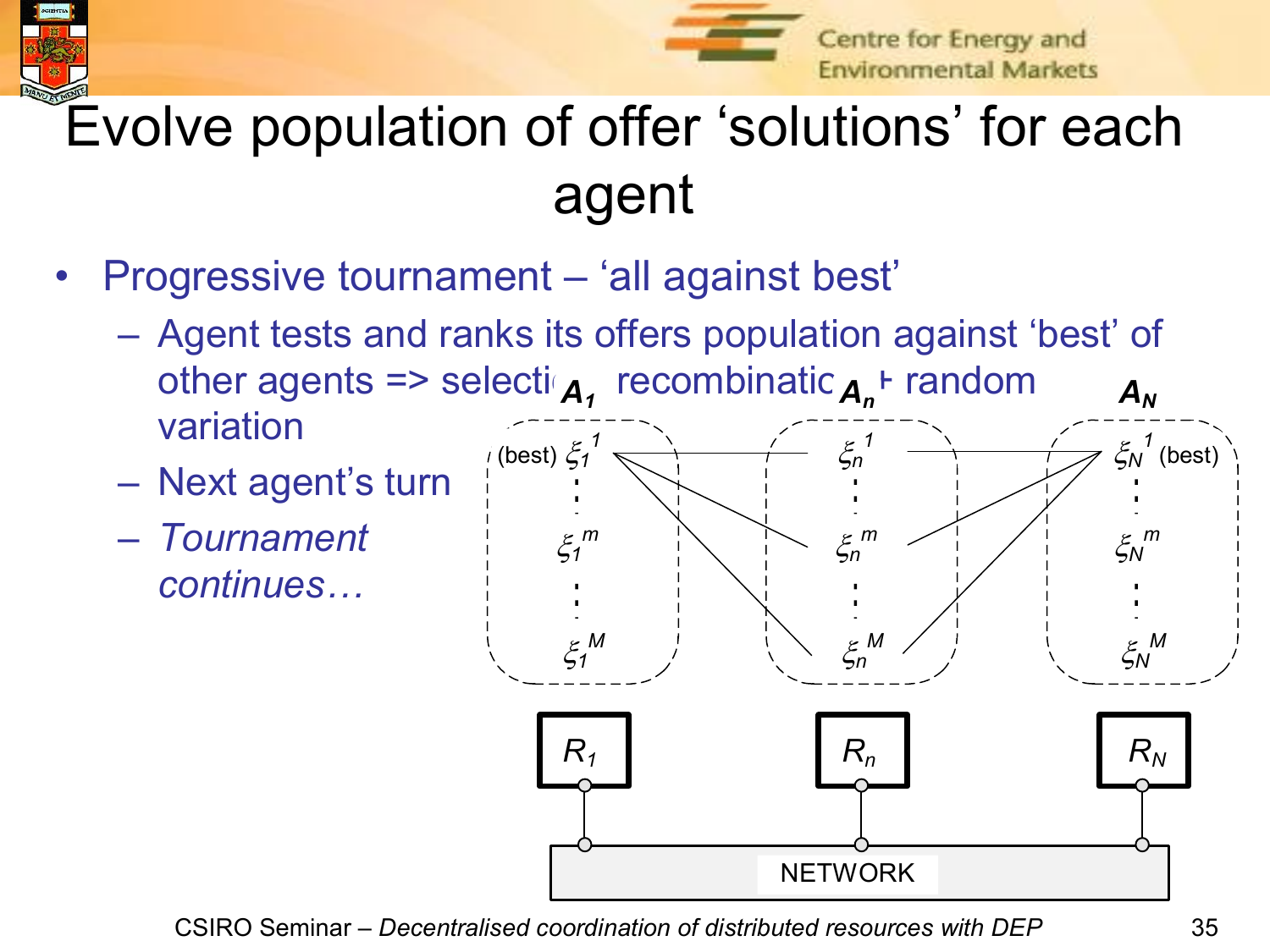# Evolve population of offer 'solutions' for each agent

- Progressive tournament – 'all against best'
  - Agent tests and ranks its offers population against 'best' of other agents => selection, recombination + random variation
  - Next agent's turn
  - *Tournament continues…*

$A_1$ $A_n$ $A_N$

(best) $\xi_1^{1}$ … $\xi_1^{m}$ … $\xi_1^{M}$

$\xi_n^{1}$ … $\xi_n^{m}$ … $\xi_n^{M}$

$\xi_N^{1}$ (best) … $\xi_N^{m}$ … $\xi_N^{M}$

$R_1$ $R_n$ $R_N$

NETWORK

CSIRO Seminar – *Decentralised coordination of distributed resources with DEP*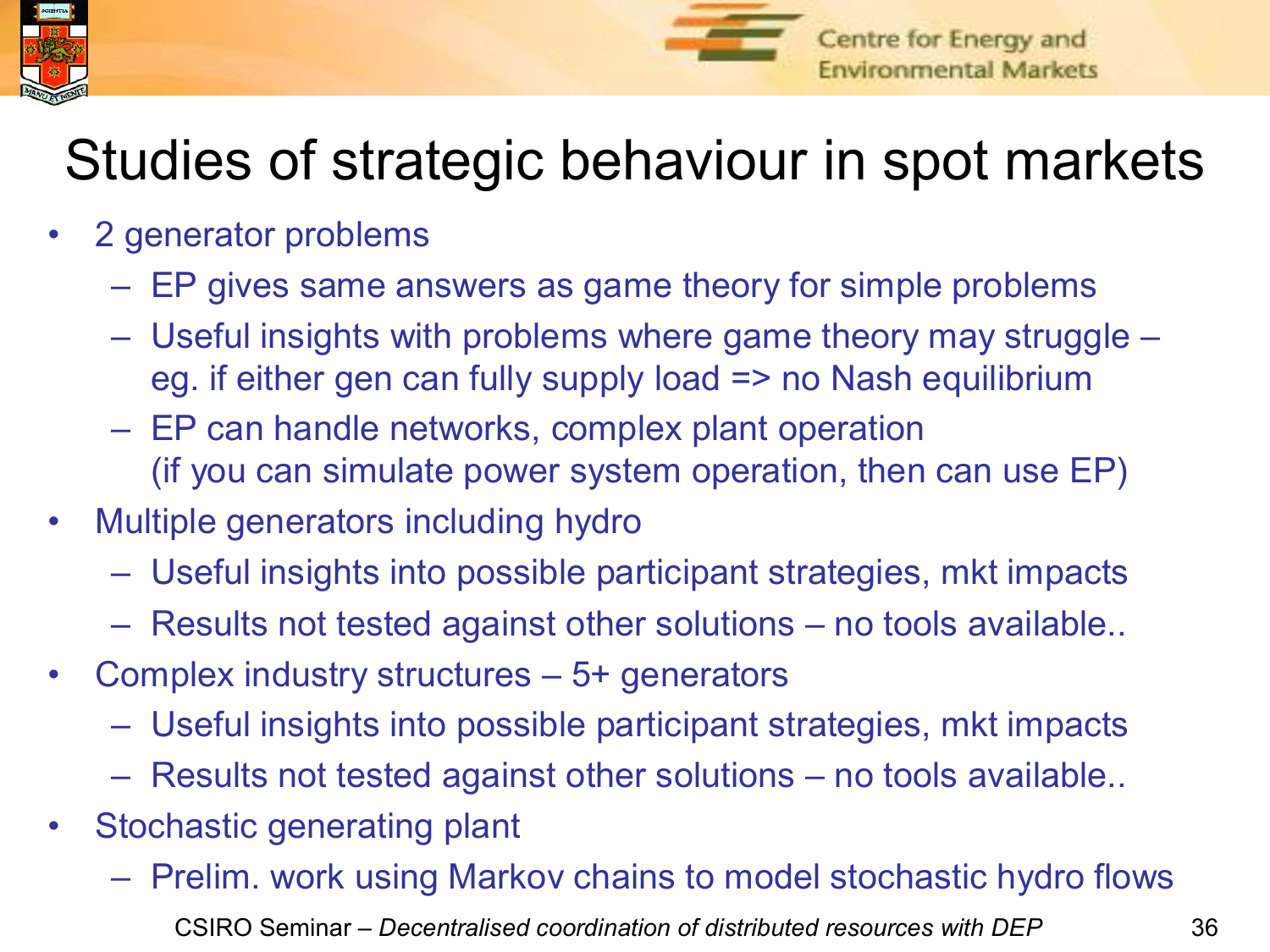# Studies of strategic behaviour in spot markets

- 2 generator problems
  - EP gives same answers as game theory for simple problems
  - Useful insights with problems where game theory may struggle – eg. if either gen can fully supply load => no Nash equilibrium
  - EP can handle networks, complex plant operation (if you can simulate power system operation, then can use EP)
- Multiple generators including hydro
  - Useful insights into possible participant strategies, mkt impacts
  - Results not tested against other solutions – no tools available..
- Complex industry structures – 5+ generators
  - Useful insights into possible participant strategies, mkt impacts
  - Results not tested against other solutions – no tools available..
- Stochastic generating plant
  - Prelim. work using Markov chains to model stochastic hydro flows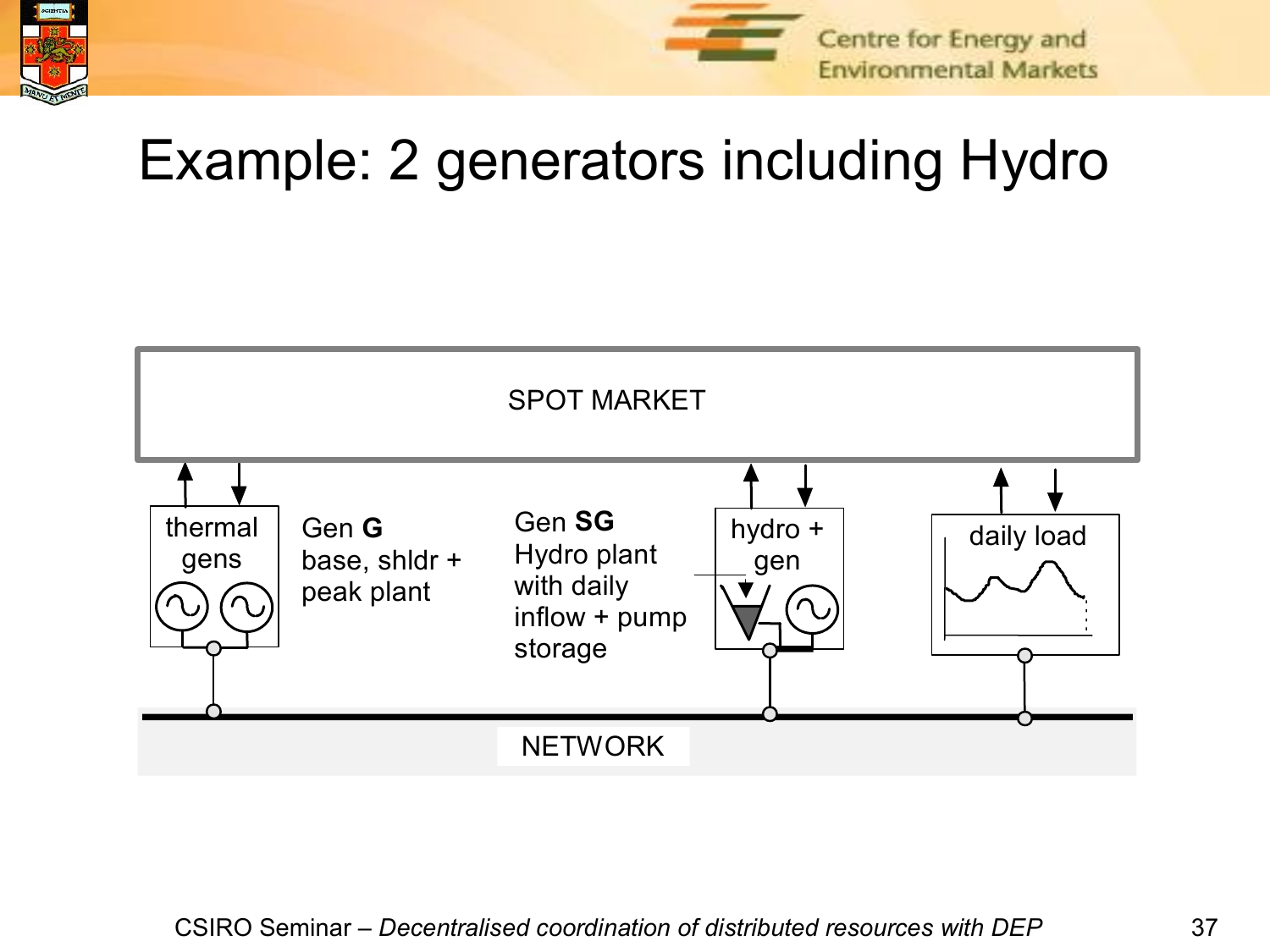# Example: 2 generators including Hydro

SPOT MARKET

thermal gens

Gen **G**
base, shldr +
peak plant

Gen **SG**
Hydro plant
with daily
inflow + pump
storage

hydro + gen

daily load

NETWORK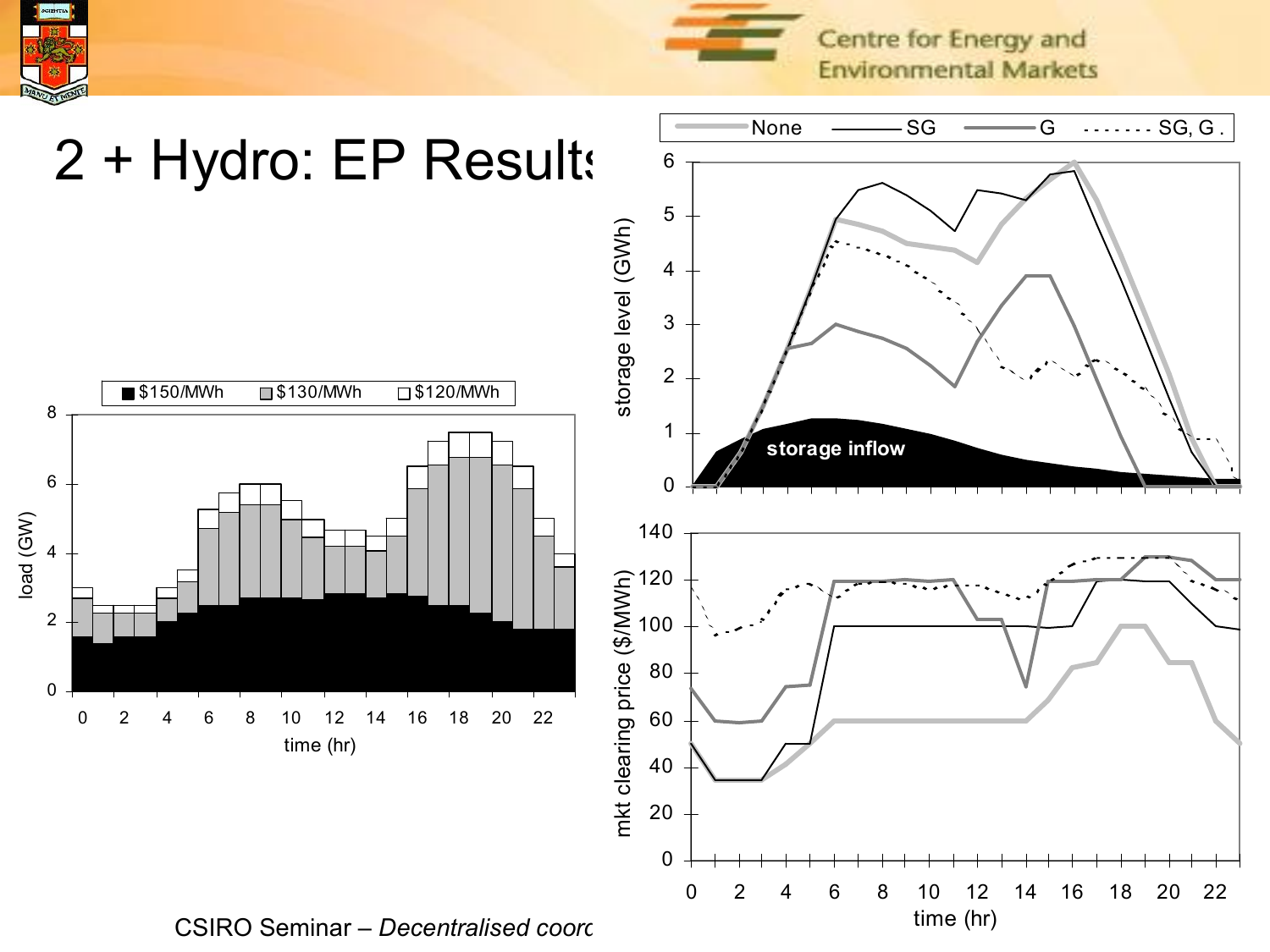# 2 + Hydro: EP Results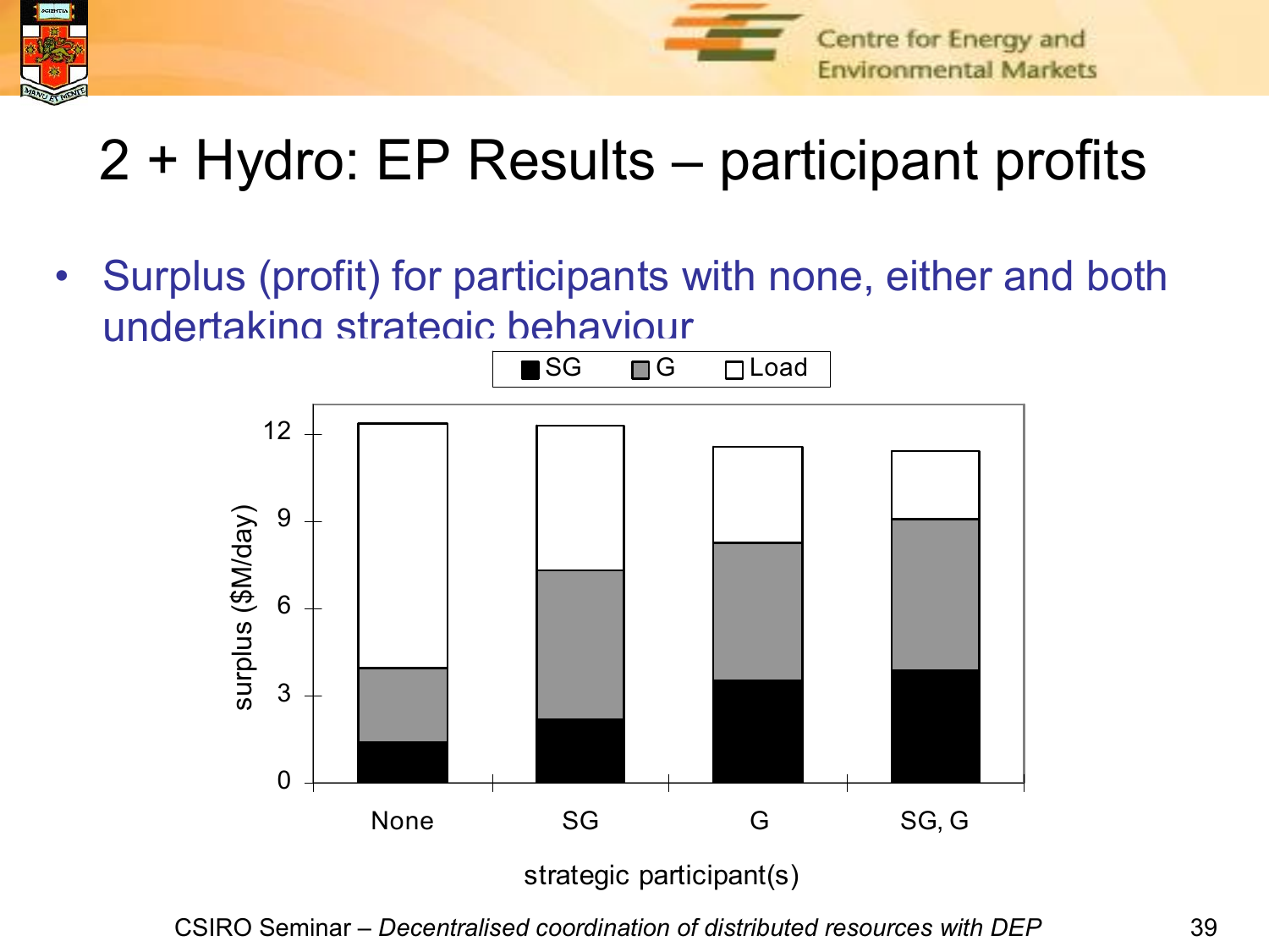# 2 + Hydro: EP Results – participant profits

- Surplus (profit) for participants with none, either and both undertaking strategic behaviour

■ SG ■ G □ Load

12
9
6
3
0

surplus ($M/day)

None SG G SG, G

strategic participant(s)

CSIRO Seminar – *Decentralised coordination of distributed resources with DEP*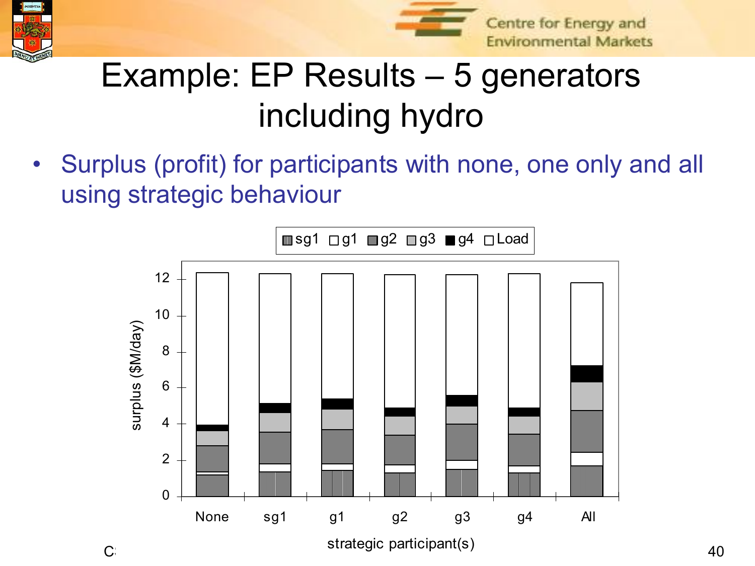# Example: EP Results – 5 generators including hydro

- Surplus (profit) for participants with none, one only and all using strategic behaviour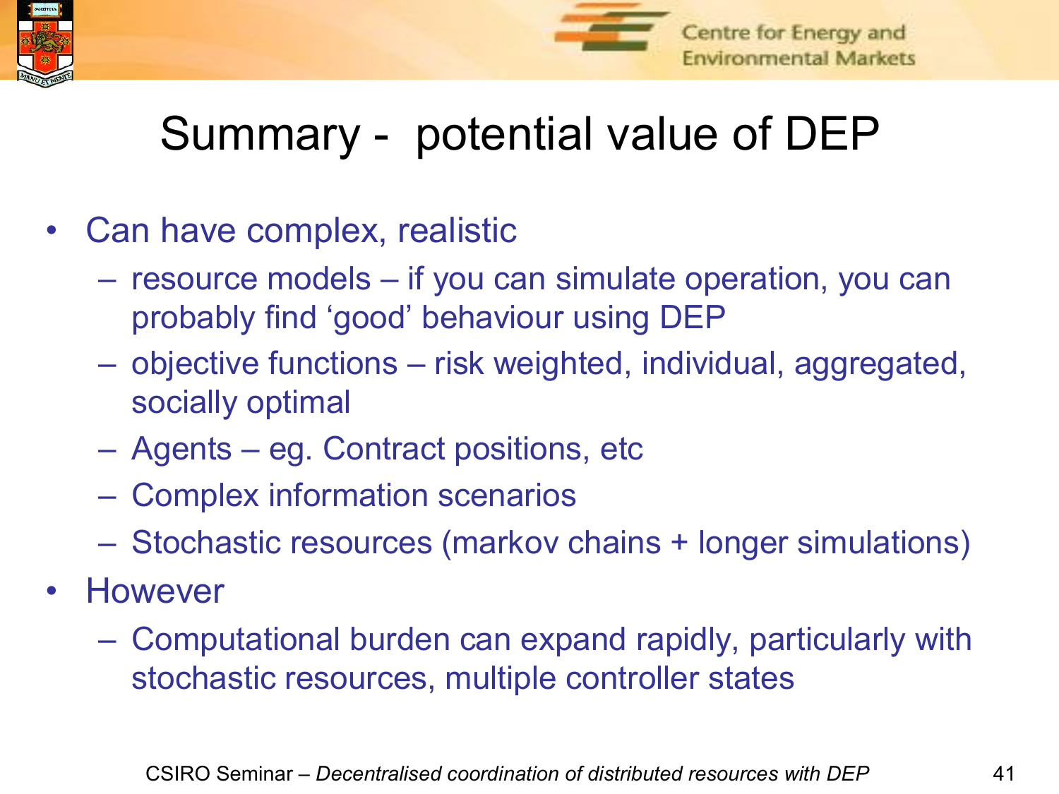# Summary - potential value of DEP

- Can have complex, realistic
  - resource models – if you can simulate operation, you can probably find 'good' behaviour using DEP
  - objective functions – risk weighted, individual, aggregated, socially optimal
  - Agents – eg. Contract positions, etc
  - Complex information scenarios
  - Stochastic resources (markov chains + longer simulations)
- However
  - Computational burden can expand rapidly, particularly with stochastic resources, multiple controller states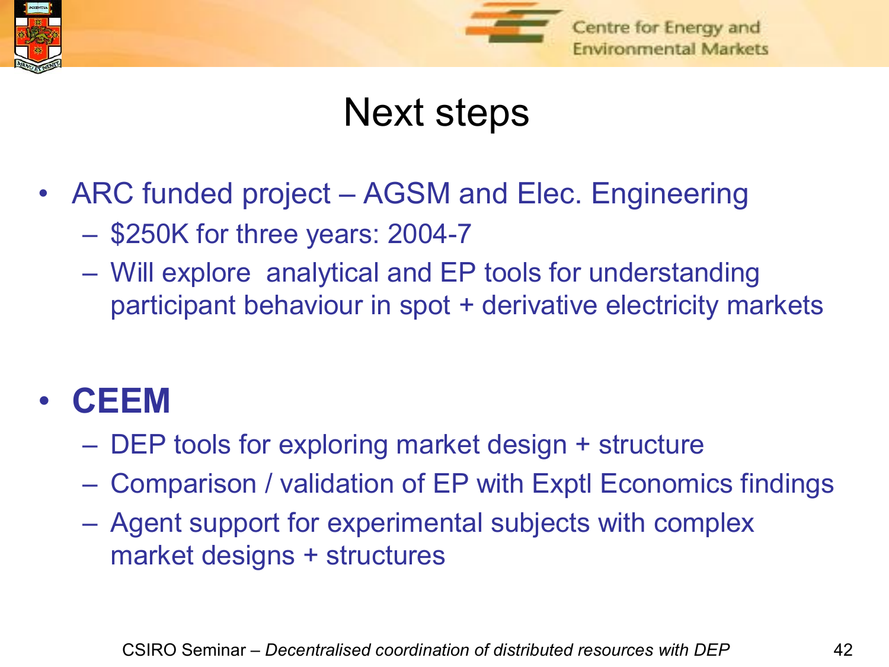# Next steps

- ARC funded project – AGSM and Elec. Engineering
  - $250K for three years: 2004-7
  - Will explore analytical and EP tools for understanding participant behaviour in spot + derivative electricity markets

- **CEEM**
  - DEP tools for exploring market design + structure
  - Comparison / validation of EP with Exptl Economics findings
  - Agent support for experimental subjects with complex market designs + structures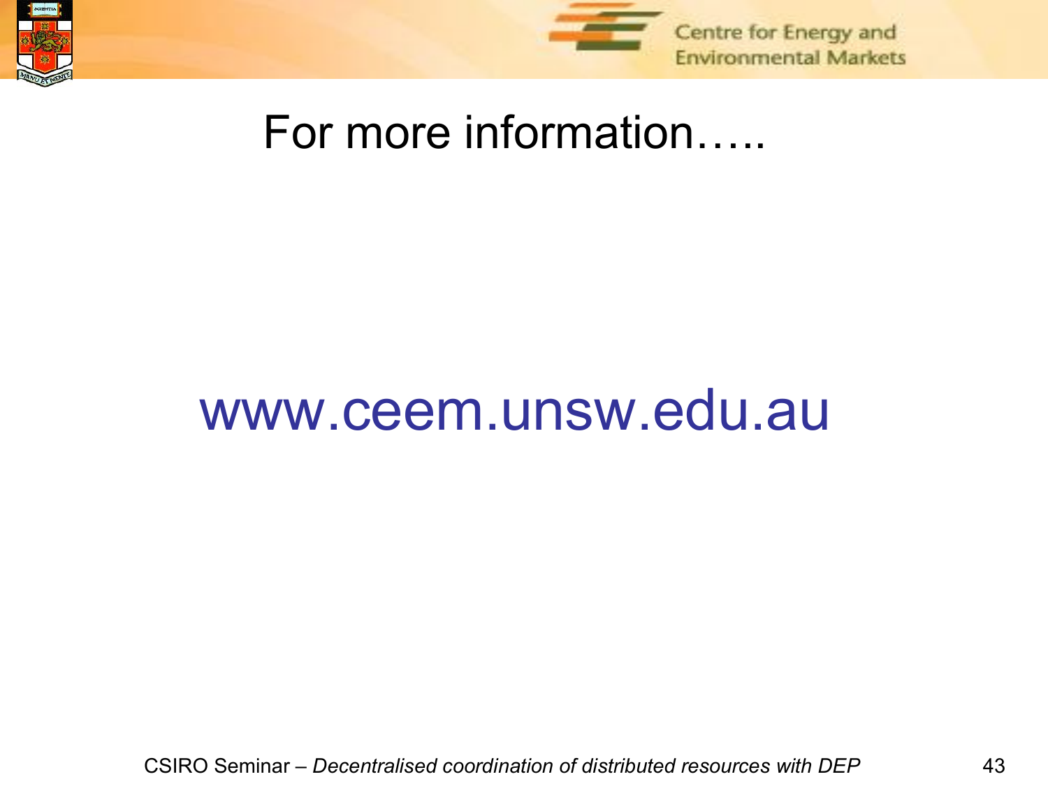# For more information…..

www.ceem.unsw.edu.au